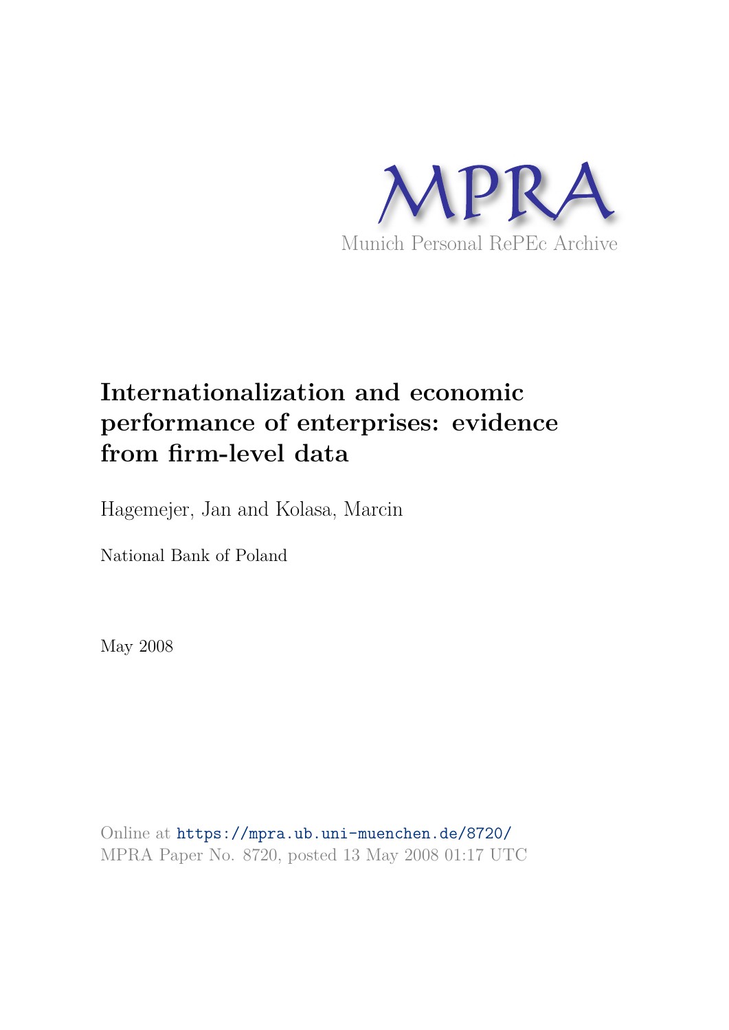MPRA

Munich Personal RePEc Archive

# Internationalization and economic performance of enterprises: evidence from firm-level data

Hagemejer, Jan and Kolasa, Marcin

National Bank of Poland

May 2008

Online at https://mpra.ub.uni-muenchen.de/8720/
MPRA Paper No. 8720, posted 13 May 2008 01:17 UTC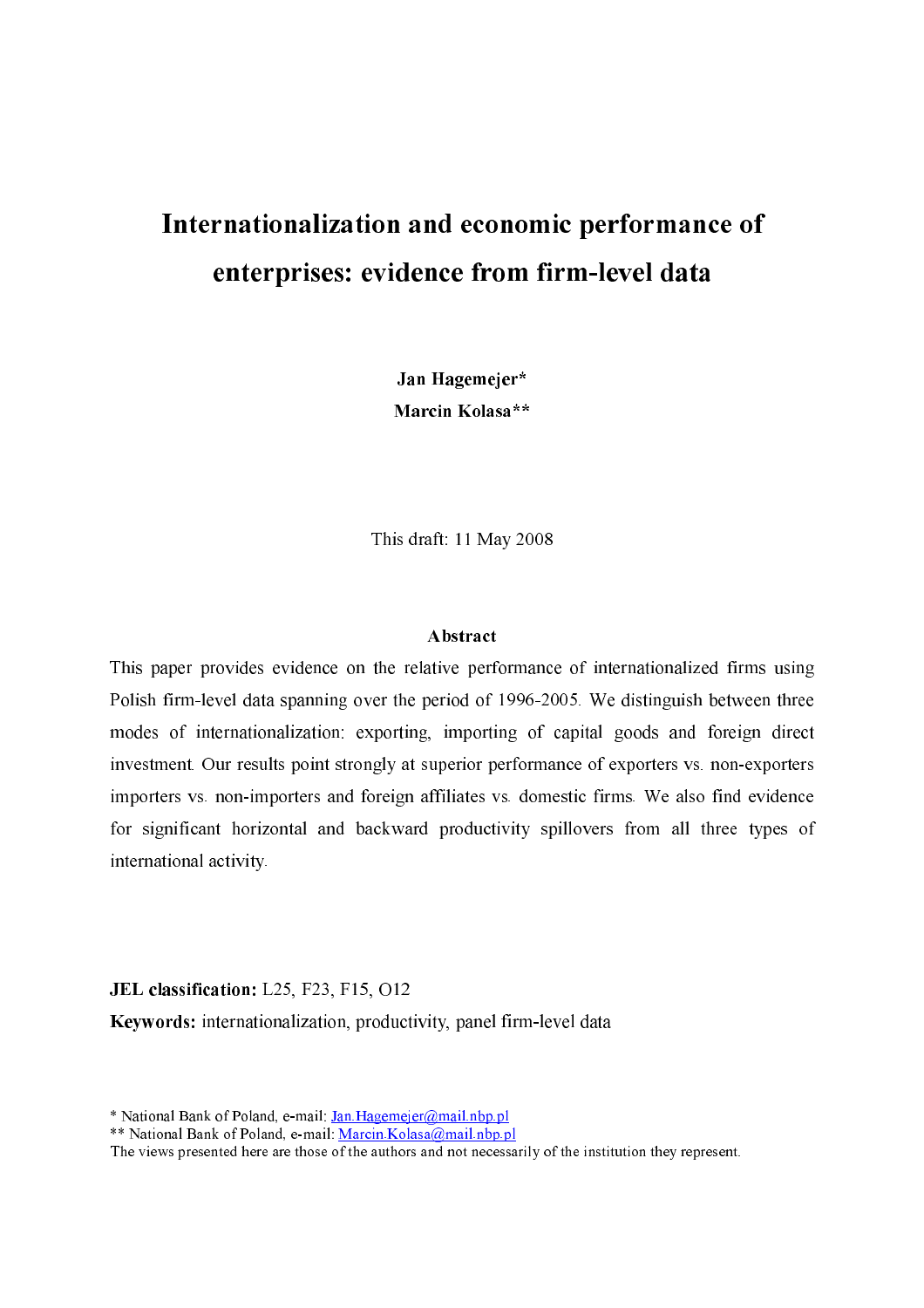# Internationalization and economic performance of enterprises: evidence from firm-level data

**Jan Hagemejer***

**Marcin Kolasa****

This draft: 11 May 2008

### Abstract

This paper provides evidence on the relative performance of internationalized firms using Polish firm-level data spanning over the period of 1996-2005. We distinguish between three modes of internationalization: exporting, importing of capital goods and foreign direct investment. Our results point strongly at superior performance of exporters vs. non-exporters importers vs. non-importers and foreign affiliates vs. domestic firms. We also find evidence for significant horizontal and backward productivity spillovers from all three types of international activity.

**JEL classification:** L25, F23, F15, O12

**Keywords:** internationalization, productivity, panel firm-level data

\* National Bank of Poland, e-mail: Jan.Hagemejer@mail.nbp.pl

** National Bank of Poland, e-mail: Marcin.Kolasa@mail.nbp.pl

The views presented here are those of the authors and not necessarily of the institution they represent.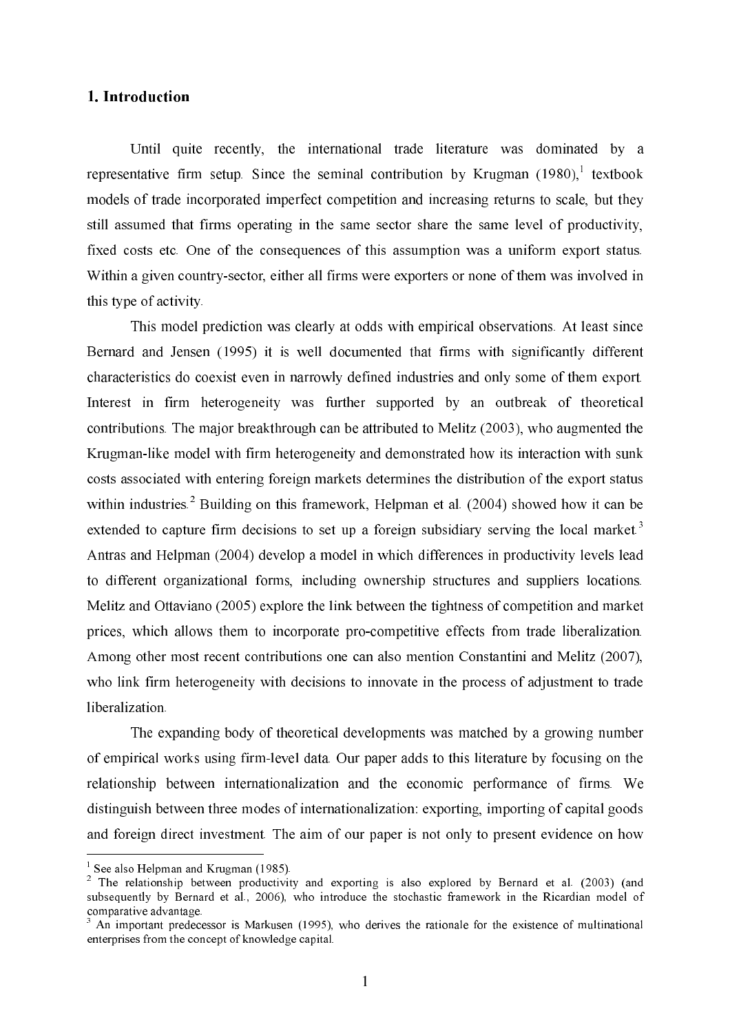## 1. Introduction

Until quite recently, the international trade literature was dominated by a representative firm setup. Since the seminal contribution by Krugman (1980),[1] textbook models of trade incorporated imperfect competition and increasing returns to scale, but they still assumed that firms operating in the same sector share the same level of productivity, fixed costs etc. One of the consequences of this assumption was a uniform export status. Within a given country-sector, either all firms were exporters or none of them was involved in this type of activity.

This model prediction was clearly at odds with empirical observations. At least since Bernard and Jensen (1995) it is well documented that firms with significantly different characteristics do coexist even in narrowly defined industries and only some of them export. Interest in firm heterogeneity was further supported by an outbreak of theoretical contributions. The major breakthrough can be attributed to Melitz (2003), who augmented the Krugman-like model with firm heterogeneity and demonstrated how its interaction with sunk costs associated with entering foreign markets determines the distribution of the export status within industries.[2] Building on this framework, Helpman et al. (2004) showed how it can be extended to capture firm decisions to set up a foreign subsidiary serving the local market.[3] Antras and Helpman (2004) develop a model in which differences in productivity levels lead to different organizational forms, including ownership structures and suppliers locations. Melitz and Ottaviano (2005) explore the link between the tightness of competition and market prices, which allows them to incorporate pro-competitive effects from trade liberalization. Among other most recent contributions one can also mention Constantini and Melitz (2007), who link firm heterogeneity with decisions to innovate in the process of adjustment to trade liberalization.

The expanding body of theoretical developments was matched by a growing number of empirical works using firm-level data. Our paper adds to this literature by focusing on the relationship between internationalization and the economic performance of firms. We distinguish between three modes of internationalization: exporting, importing of capital goods and foreign direct investment. The aim of our paper is not only to present evidence on how

[1] See also Helpman and Krugman (1985).

[2] The relationship between productivity and exporting is also explored by Bernard et al. (2003) (and subsequently by Bernard et al., 2006), who introduce the stochastic framework in the Ricardian model of comparative advantage.

[3] An important predecessor is Markusen (1995), who derives the rationale for the existence of multinational enterprises from the concept of knowledge capital.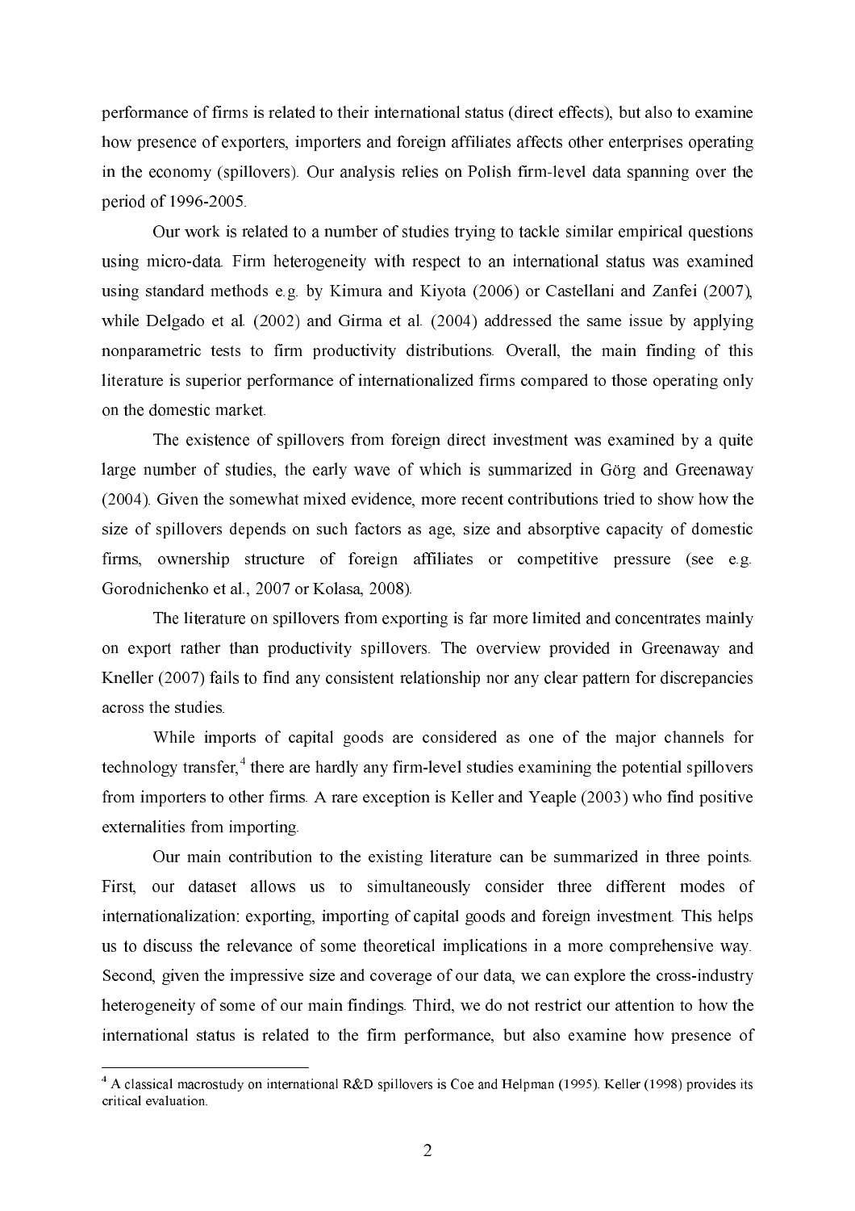performance of firms is related to their international status (direct effects), but also to examine how presence of exporters, importers and foreign affiliates affects other enterprises operating in the economy (spillovers). Our analysis relies on Polish firm-level data spanning over the period of 1996-2005.

Our work is related to a number of studies trying to tackle similar empirical questions using micro-data. Firm heterogeneity with respect to an international status was examined using standard methods e.g. by Kimura and Kiyota (2006) or Castellani and Zanfei (2007), while Delgado et al. (2002) and Girma et al. (2004) addressed the same issue by applying nonparametric tests to firm productivity distributions. Overall, the main finding of this literature is superior performance of internationalized firms compared to those operating only on the domestic market.

The existence of spillovers from foreign direct investment was examined by a quite large number of studies, the early wave of which is summarized in Görg and Greenaway (2004). Given the somewhat mixed evidence, more recent contributions tried to show how the size of spillovers depends on such factors as age, size and absorptive capacity of domestic firms, ownership structure of foreign affiliates or competitive pressure (see e.g. Gorodnichenko et al., 2007 or Kolasa, 2008).

The literature on spillovers from exporting is far more limited and concentrates mainly on export rather than productivity spillovers. The overview provided in Greenaway and Kneller (2007) fails to find any consistent relationship nor any clear pattern for discrepancies across the studies.

While imports of capital goods are considered as one of the major channels for technology transfer,[4] there are hardly any firm-level studies examining the potential spillovers from importers to other firms. A rare exception is Keller and Yeaple (2003) who find positive externalities from importing.

Our main contribution to the existing literature can be summarized in three points. First, our dataset allows us to simultaneously consider three different modes of internationalization: exporting, importing of capital goods and foreign investment. This helps us to discuss the relevance of some theoretical implications in a more comprehensive way. Second, given the impressive size and coverage of our data, we can explore the cross-industry heterogeneity of some of our main findings. Third, we do not restrict our attention to how the international status is related to the firm performance, but also examine how presence of

[4] A classical macrostudy on international R&D spillovers is Coe and Helpman (1995). Keller (1998) provides its critical evaluation.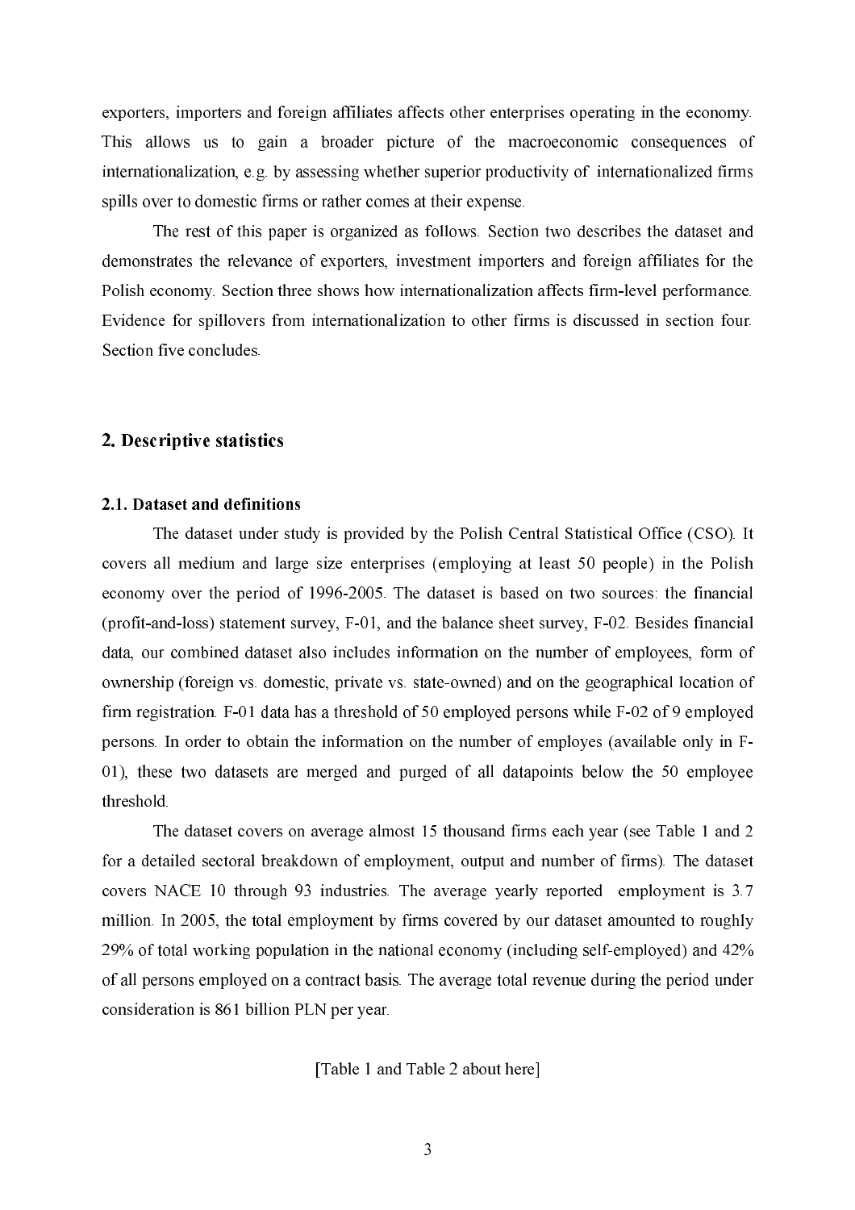exporters, importers and foreign affiliates affects other enterprises operating in the economy. This allows us to gain a broader picture of the macroeconomic consequences of internationalization, e.g. by assessing whether superior productivity of internationalized firms spills over to domestic firms or rather comes at their expense.

The rest of this paper is organized as follows. Section two describes the dataset and demonstrates the relevance of exporters, investment importers and foreign affiliates for the Polish economy. Section three shows how internationalization affects firm-level performance. Evidence for spillovers from internationalization to other firms is discussed in section four. Section five concludes.

## 2. Descriptive statistics

### 2.1. Dataset and definitions

The dataset under study is provided by the Polish Central Statistical Office (CSO). It covers all medium and large size enterprises (employing at least 50 people) in the Polish economy over the period of 1996-2005. The dataset is based on two sources: the financial (profit-and-loss) statement survey, F-01, and the balance sheet survey, F-02. Besides financial data, our combined dataset also includes information on the number of employees, form of ownership (foreign vs. domestic, private vs. state-owned) and on the geographical location of firm registration. F-01 data has a threshold of 50 employed persons while F-02 of 9 employed persons. In order to obtain the information on the number of employes (available only in F-01), these two datasets are merged and purged of all datapoints below the 50 employee threshold.

The dataset covers on average almost 15 thousand firms each year (see Table 1 and 2 for a detailed sectoral breakdown of employment, output and number of firms). The dataset covers NACE 10 through 93 industries. The average yearly reported employment is 3.7 million. In 2005, the total employment by firms covered by our dataset amounted to roughly 29% of total working population in the national economy (including self-employed) and 42% of all persons employed on a contract basis. The average total revenue during the period under consideration is 861 billion PLN per year.

[Table 1 and Table 2 about here]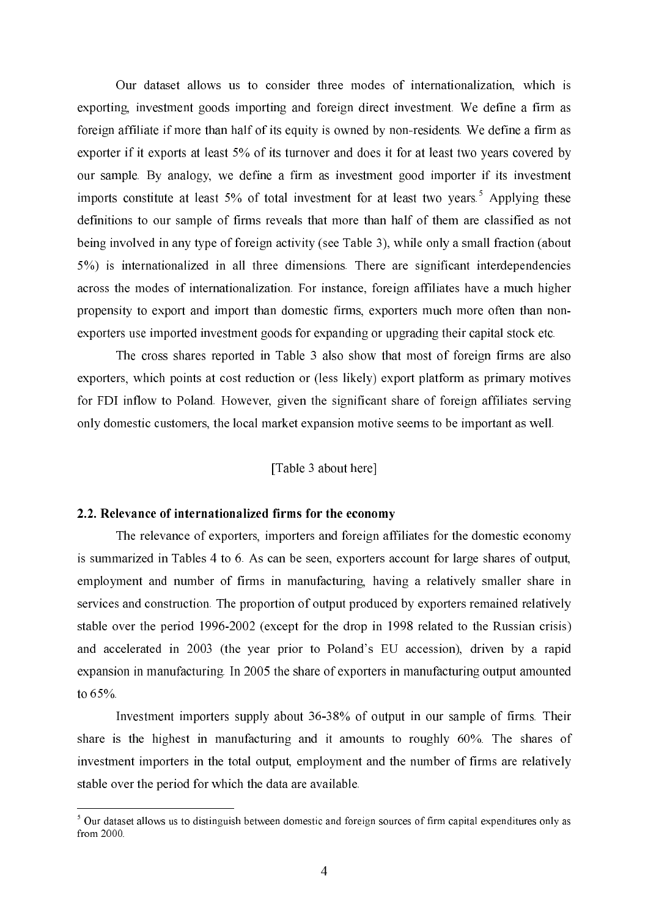Our dataset allows us to consider three modes of internationalization, which is exporting, investment goods importing and foreign direct investment. We define a firm as foreign affiliate if more than half of its equity is owned by non-residents. We define a firm as exporter if it exports at least 5% of its turnover and does it for at least two years covered by our sample. By analogy, we define a firm as investment good importer if its investment imports constitute at least 5% of total investment for at least two years.[5] Applying these definitions to our sample of firms reveals that more than half of them are classified as not being involved in any type of foreign activity (see Table 3), while only a small fraction (about 5%) is internationalized in all three dimensions. There are significant interdependencies across the modes of internationalization. For instance, foreign affiliates have a much higher propensity to export and import than domestic firms, exporters much more often than non-exporters use imported investment goods for expanding or upgrading their capital stock etc.

The cross shares reported in Table 3 also show that most of foreign firms are also exporters, which points at cost reduction or (less likely) export platform as primary motives for FDI inflow to Poland. However, given the significant share of foreign affiliates serving only domestic customers, the local market expansion motive seems to be important as well.

[Table 3 about here]

### 2.2. Relevance of internationalized firms for the economy

The relevance of exporters, importers and foreign affiliates for the domestic economy is summarized in Tables 4 to 6. As can be seen, exporters account for large shares of output, employment and number of firms in manufacturing, having a relatively smaller share in services and construction. The proportion of output produced by exporters remained relatively stable over the period 1996-2002 (except for the drop in 1998 related to the Russian crisis) and accelerated in 2003 (the year prior to Poland's EU accession), driven by a rapid expansion in manufacturing. In 2005 the share of exporters in manufacturing output amounted to 65%.

Investment importers supply about 36-38% of output in our sample of firms. Their share is the highest in manufacturing and it amounts to roughly 60%. The shares of investment importers in the total output, employment and the number of firms are relatively stable over the period for which the data are available.

---

[5] Our dataset allows us to distinguish between domestic and foreign sources of firm capital expenditures only as from 2000.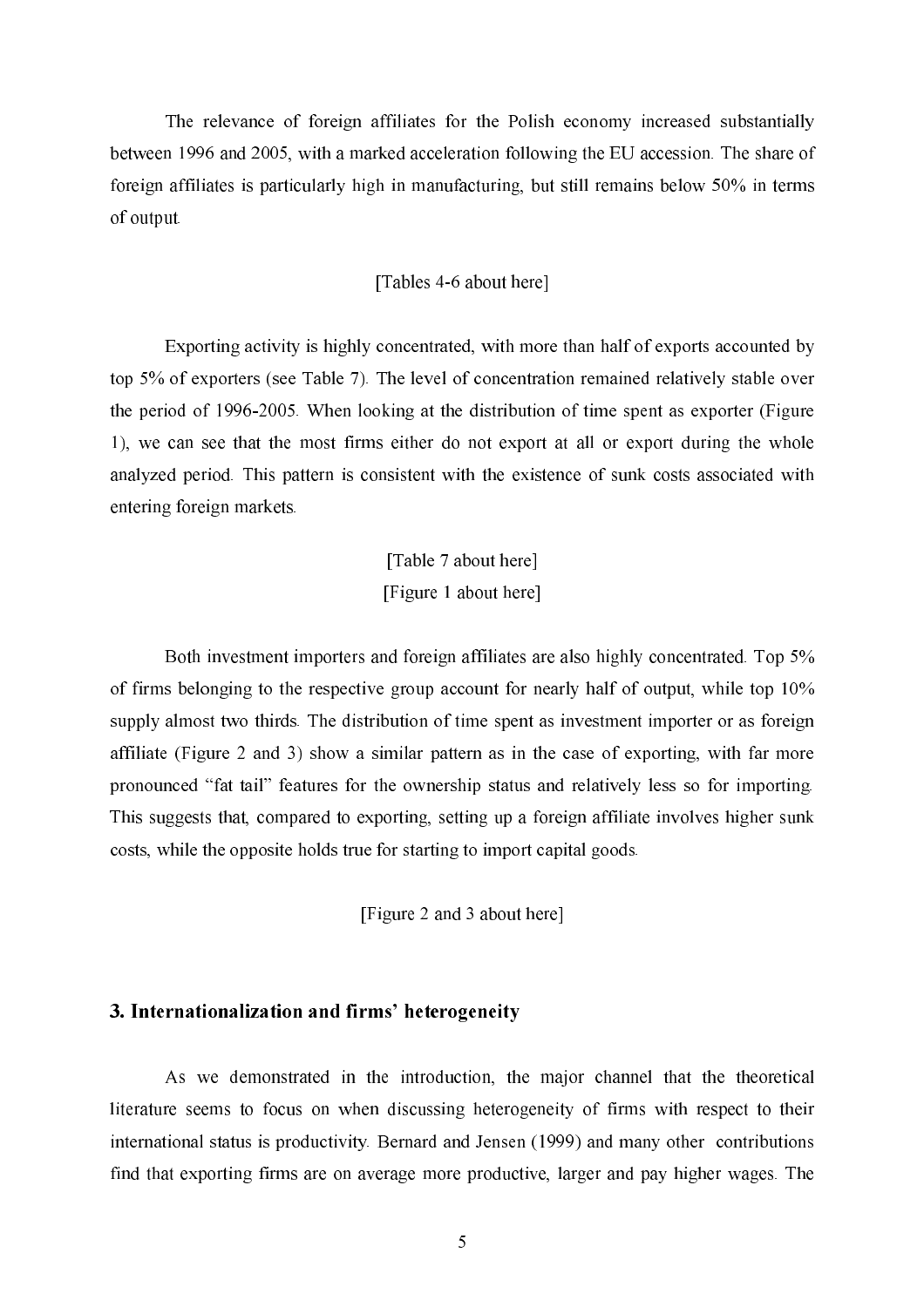The relevance of foreign affiliates for the Polish economy increased substantially between 1996 and 2005, with a marked acceleration following the EU accession. The share of foreign affiliates is particularly high in manufacturing, but still remains below 50% in terms of output.

[Tables 4-6 about here]

Exporting activity is highly concentrated, with more than half of exports accounted by top 5% of exporters (see Table 7). The level of concentration remained relatively stable over the period of 1996-2005. When looking at the distribution of time spent as exporter (Figure 1), we can see that the most firms either do not export at all or export during the whole analyzed period. This pattern is consistent with the existence of sunk costs associated with entering foreign markets.

[Table 7 about here]
[Figure 1 about here]

Both investment importers and foreign affiliates are also highly concentrated. Top 5% of firms belonging to the respective group account for nearly half of output, while top 10% supply almost two thirds. The distribution of time spent as investment importer or as foreign affiliate (Figure 2 and 3) show a similar pattern as in the case of exporting, with far more pronounced "fat tail" features for the ownership status and relatively less so for importing. This suggests that, compared to exporting, setting up a foreign affiliate involves higher sunk costs, while the opposite holds true for starting to import capital goods.

[Figure 2 and 3 about here]

### 3. Internationalization and firms' heterogeneity

As we demonstrated in the introduction, the major channel that the theoretical literature seems to focus on when discussing heterogeneity of firms with respect to their international status is productivity. Bernard and Jensen (1999) and many other contributions find that exporting firms are on average more productive, larger and pay higher wages. The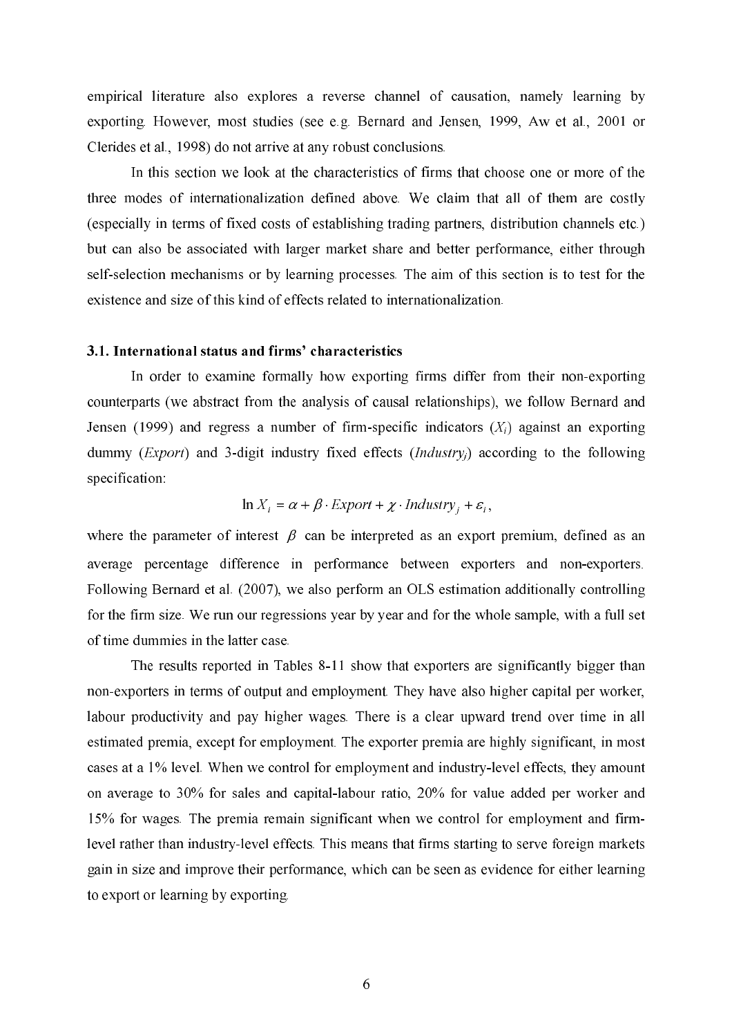empirical literature also explores a reverse channel of causation, namely learning by exporting. However, most studies (see e.g. Bernard and Jensen, 1999, Aw et al., 2001 or Clerides et al., 1998) do not arrive at any robust conclusions.

In this section we look at the characteristics of firms that choose one or more of the three modes of internationalization defined above. We claim that all of them are costly (especially in terms of fixed costs of establishing trading partners, distribution channels etc.) but can also be associated with larger market share and better performance, either through self-selection mechanisms or by learning processes. The aim of this section is to test for the existence and size of this kind of effects related to internationalization.

### 3.1. International status and firms' characteristics

In order to examine formally how exporting firms differ from their non-exporting counterparts (we abstract from the analysis of causal relationships), we follow Bernard and Jensen (1999) and regress a number of firm-specific indicators ($X_i$) against an exporting dummy (*Export*) and 3-digit industry fixed effects ($Industry_j$) according to the following specification:

$$\ln X_i = \alpha + \beta \cdot Export + \chi \cdot Industry_j + \varepsilon_i ,$$

where the parameter of interest $\beta$ can be interpreted as an export premium, defined as an average percentage difference in performance between exporters and non-exporters. Following Bernard et al. (2007), we also perform an OLS estimation additionally controlling for the firm size. We run our regressions year by year and for the whole sample, with a full set of time dummies in the latter case.

The results reported in Tables 8-11 show that exporters are significantly bigger than non-exporters in terms of output and employment. They have also higher capital per worker, labour productivity and pay higher wages. There is a clear upward trend over time in all estimated premia, except for employment. The exporter premia are highly significant, in most cases at a 1% level. When we control for employment and industry-level effects, they amount on average to 30% for sales and capital-labour ratio, 20% for value added per worker and 15% for wages. The premia remain significant when we control for employment and firm-level rather than industry-level effects. This means that firms starting to serve foreign markets gain in size and improve their performance, which can be seen as evidence for either learning to export or learning by exporting.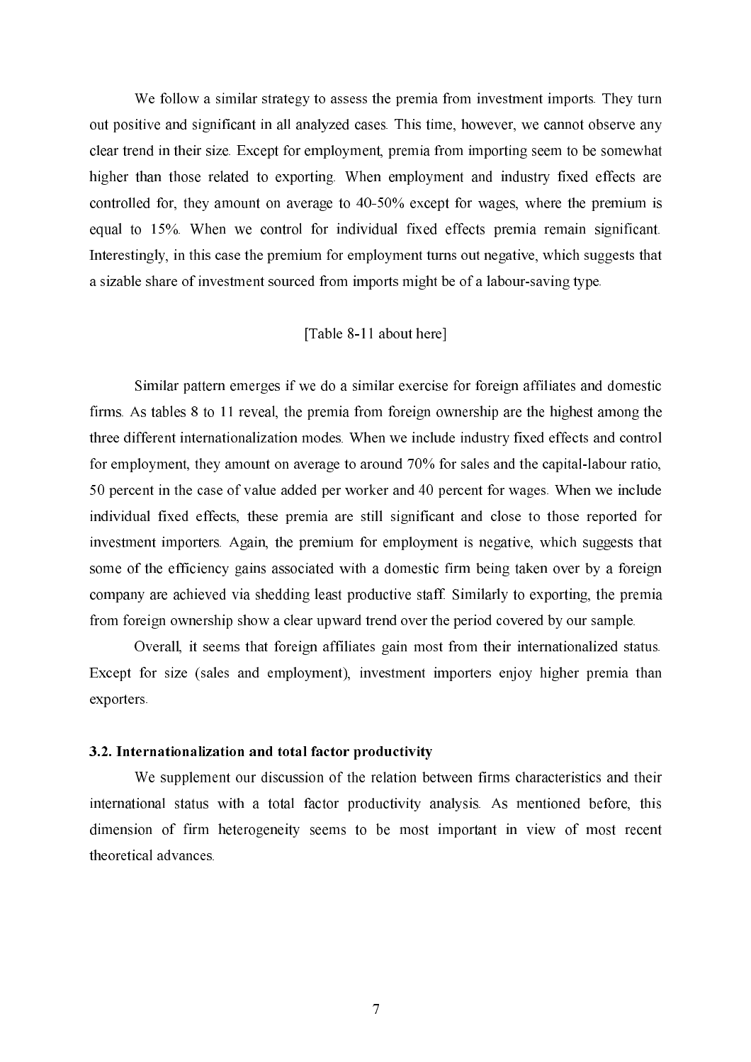We follow a similar strategy to assess the premia from investment imports. They turn out positive and significant in all analyzed cases. This time, however, we cannot observe any clear trend in their size. Except for employment, premia from importing seem to be somewhat higher than those related to exporting. When employment and industry fixed effects are controlled for, they amount on average to 40-50% except for wages, where the premium is equal to 15%. When we control for individual fixed effects premia remain significant. Interestingly, in this case the premium for employment turns out negative, which suggests that a sizable share of investment sourced from imports might be of a labour-saving type.

[Table 8-11 about here]

Similar pattern emerges if we do a similar exercise for foreign affiliates and domestic firms. As tables 8 to 11 reveal, the premia from foreign ownership are the highest among the three different internationalization modes. When we include industry fixed effects and control for employment, they amount on average to around 70% for sales and the capital-labour ratio, 50 percent in the case of value added per worker and 40 percent for wages. When we include individual fixed effects, these premia are still significant and close to those reported for investment importers. Again, the premium for employment is negative, which suggests that some of the efficiency gains associated with a domestic firm being taken over by a foreign company are achieved via shedding least productive staff. Similarly to exporting, the premia from foreign ownership show a clear upward trend over the period covered by our sample.

Overall, it seems that foreign affiliates gain most from their internationalized status. Except for size (sales and employment), investment importers enjoy higher premia than exporters.

### 3.2. Internationalization and total factor productivity

We supplement our discussion of the relation between firms characteristics and their international status with a total factor productivity analysis. As mentioned before, this dimension of firm heterogeneity seems to be most important in view of most recent theoretical advances.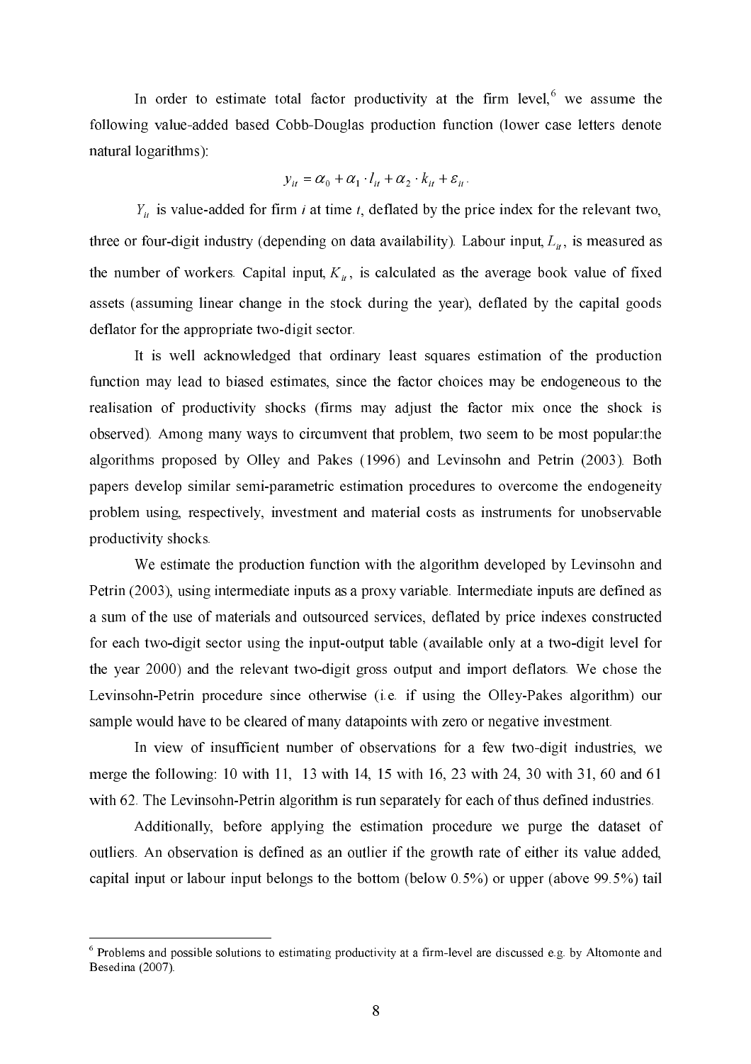In order to estimate total factor productivity at the firm level,[6] we assume the following value-added based Cobb-Douglas production function (lower case letters denote natural logarithms):

$$y_{it} = \alpha_0 + \alpha_1 \cdot l_{it} + \alpha_2 \cdot k_{it} + \varepsilon_{it}.$$

$Y_{it}$ is value-added for firm $i$ at time $t$, deflated by the price index for the relevant two, three or four-digit industry (depending on data availability). Labour input, $L_{it}$, is measured as the number of workers. Capital input, $K_{it}$, is calculated as the average book value of fixed assets (assuming linear change in the stock during the year), deflated by the capital goods deflator for the appropriate two-digit sector.

It is well acknowledged that ordinary least squares estimation of the production function may lead to biased estimates, since the factor choices may be endogeneous to the realisation of productivity shocks (firms may adjust the factor mix once the shock is observed). Among many ways to circumvent that problem, two seem to be most popular:the algorithms proposed by Olley and Pakes (1996) and Levinsohn and Petrin (2003). Both papers develop similar semi-parametric estimation procedures to overcome the endogeneity problem using, respectively, investment and material costs as instruments for unobservable productivity shocks.

We estimate the production function with the algorithm developed by Levinsohn and Petrin (2003), using intermediate inputs as a proxy variable. Intermediate inputs are defined as a sum of the use of materials and outsourced services, deflated by price indexes constructed for each two-digit sector using the input-output table (available only at a two-digit level for the year 2000) and the relevant two-digit gross output and import deflators. We chose the Levinsohn-Petrin procedure since otherwise (i.e. if using the Olley-Pakes algorithm) our sample would have to be cleared of many datapoints with zero or negative investment.

In view of insufficient number of observations for a few two-digit industries, we merge the following: 10 with 11, 13 with 14, 15 with 16, 23 with 24, 30 with 31, 60 and 61 with 62. The Levinsohn-Petrin algorithm is run separately for each of thus defined industries.

Additionally, before applying the estimation procedure we purge the dataset of outliers. An observation is defined as an outlier if the growth rate of either its value added, capital input or labour input belongs to the bottom (below 0.5%) or upper (above 99.5%) tail

[6] Problems and possible solutions to estimating productivity at a firm-level are discussed e.g. by Altomonte and Besedina (2007).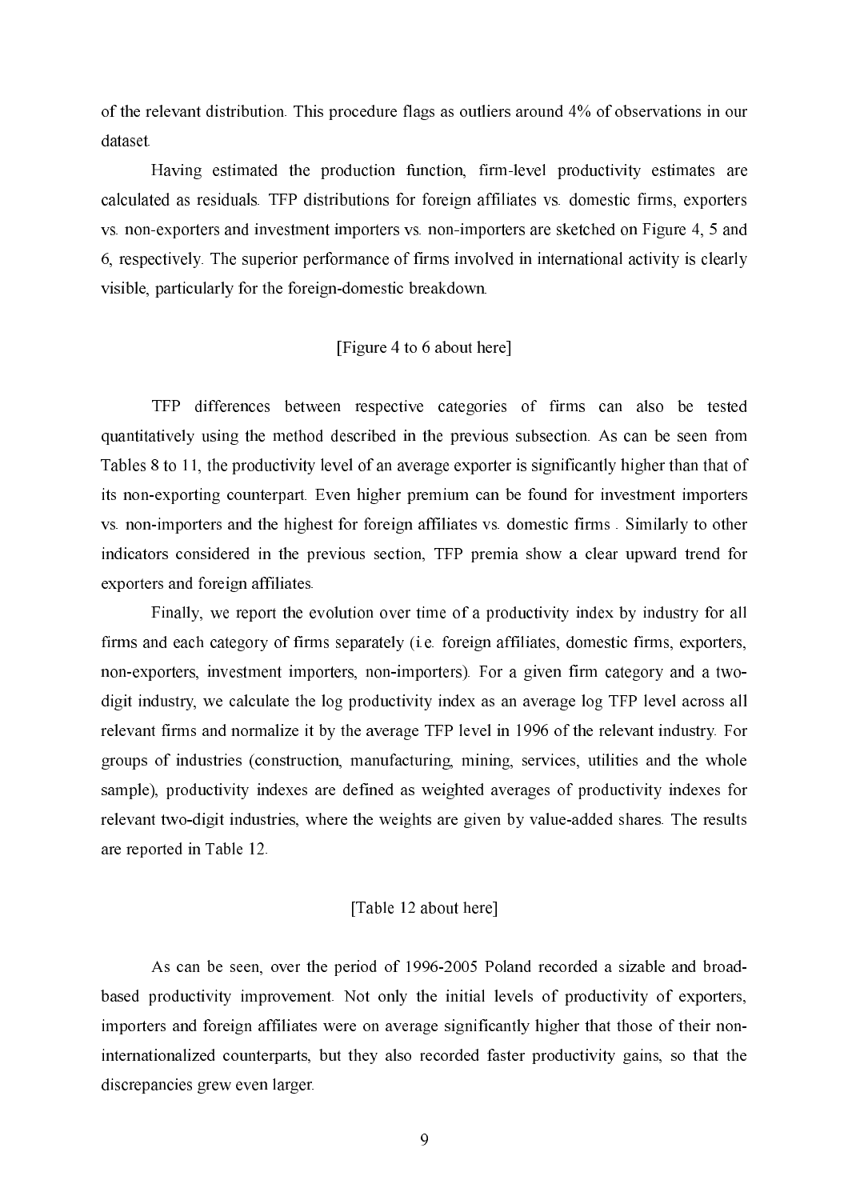of the relevant distribution. This procedure flags as outliers around 4% of observations in our dataset.

Having estimated the production function, firm-level productivity estimates are calculated as residuals. TFP distributions for foreign affiliates vs. domestic firms, exporters vs. non-exporters and investment importers vs. non-importers are sketched on Figure 4, 5 and 6, respectively. The superior performance of firms involved in international activity is clearly visible, particularly for the foreign-domestic breakdown.

[Figure 4 to 6 about here]

TFP differences between respective categories of firms can also be tested quantitatively using the method described in the previous subsection. As can be seen from Tables 8 to 11, the productivity level of an average exporter is significantly higher than that of its non-exporting counterpart. Even higher premium can be found for investment importers vs. non-importers and the highest for foreign affiliates vs. domestic firms . Similarly to other indicators considered in the previous section, TFP premia show a clear upward trend for exporters and foreign affiliates.

Finally, we report the evolution over time of a productivity index by industry for all firms and each category of firms separately (i.e. foreign affiliates, domestic firms, exporters, non-exporters, investment importers, non-importers). For a given firm category and a two-digit industry, we calculate the log productivity index as an average log TFP level across all relevant firms and normalize it by the average TFP level in 1996 of the relevant industry. For groups of industries (construction, manufacturing, mining, services, utilities and the whole sample), productivity indexes are defined as weighted averages of productivity indexes for relevant two-digit industries, where the weights are given by value-added shares. The results are reported in Table 12.

[Table 12 about here]

As can be seen, over the period of 1996-2005 Poland recorded a sizable and broad-based productivity improvement. Not only the initial levels of productivity of exporters, importers and foreign affiliates were on average significantly higher that those of their non-internationalized counterparts, but they also recorded faster productivity gains, so that the discrepancies grew even larger.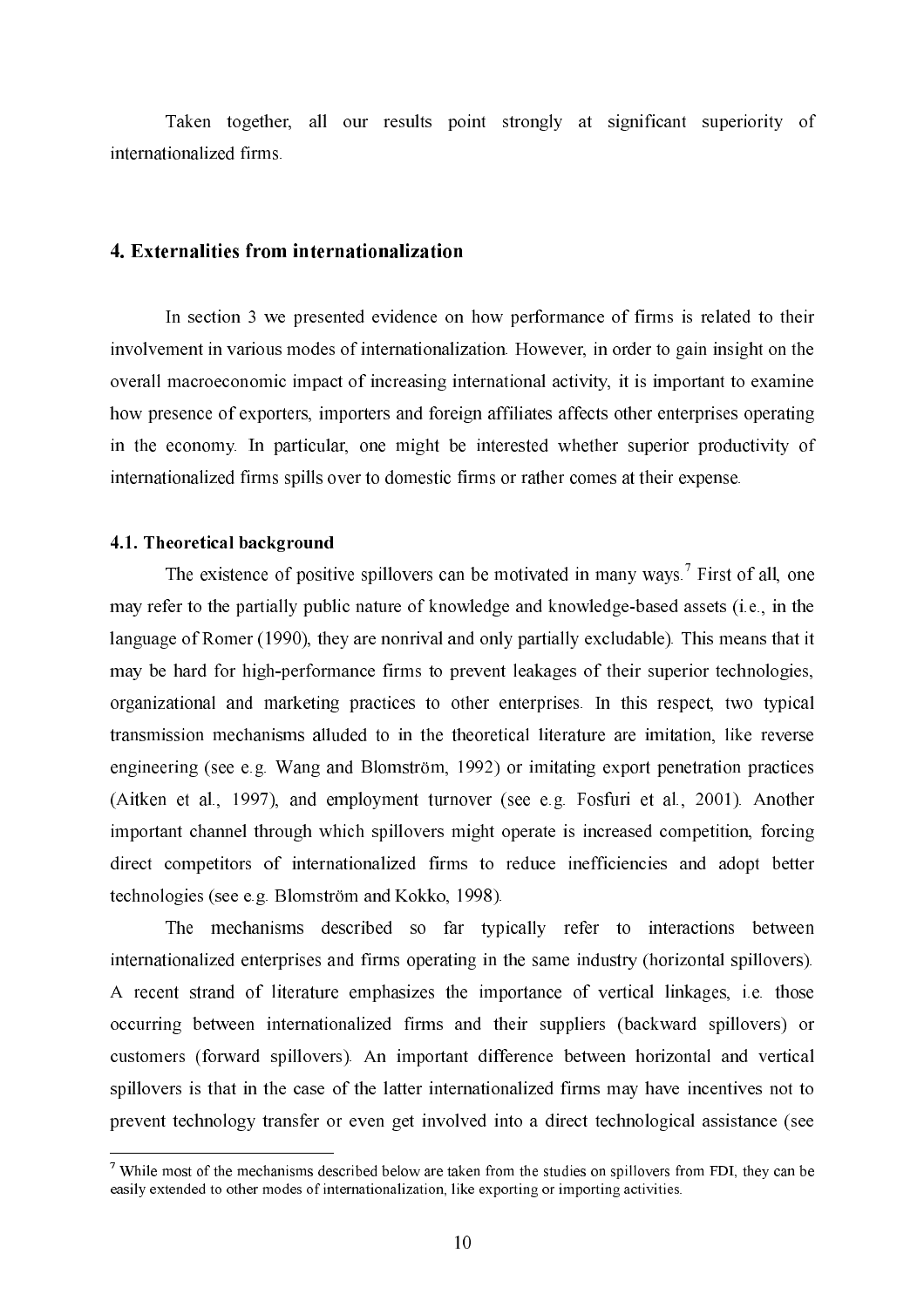Taken together, all our results point strongly at significant superiority of internationalized firms.

## 4. Externalities from internationalization

In section 3 we presented evidence on how performance of firms is related to their involvement in various modes of internationalization. However, in order to gain insight on the overall macroeconomic impact of increasing international activity, it is important to examine how presence of exporters, importers and foreign affiliates affects other enterprises operating in the economy. In particular, one might be interested whether superior productivity of internationalized firms spills over to domestic firms or rather comes at their expense.

### 4.1. Theoretical background

The existence of positive spillovers can be motivated in many ways.[7] First of all, one may refer to the partially public nature of knowledge and knowledge-based assets (i.e., in the language of Romer (1990), they are nonrival and only partially excludable). This means that it may be hard for high-performance firms to prevent leakages of their superior technologies, organizational and marketing practices to other enterprises. In this respect, two typical transmission mechanisms alluded to in the theoretical literature are imitation, like reverse engineering (see e.g. Wang and Blomström, 1992) or imitating export penetration practices (Aitken et al., 1997), and employment turnover (see e.g. Fosfuri et al., 2001). Another important channel through which spillovers might operate is increased competition, forcing direct competitors of internationalized firms to reduce inefficiencies and adopt better technologies (see e.g. Blomström and Kokko, 1998).

The mechanisms described so far typically refer to interactions between internationalized enterprises and firms operating in the same industry (horizontal spillovers). A recent strand of literature emphasizes the importance of vertical linkages, i.e. those occurring between internationalized firms and their suppliers (backward spillovers) or customers (forward spillovers). An important difference between horizontal and vertical spillovers is that in the case of the latter internationalized firms may have incentives not to prevent technology transfer or even get involved into a direct technological assistance (see

[7] While most of the mechanisms described below are taken from the studies on spillovers from FDI, they can be easily extended to other modes of internationalization, like exporting or importing activities.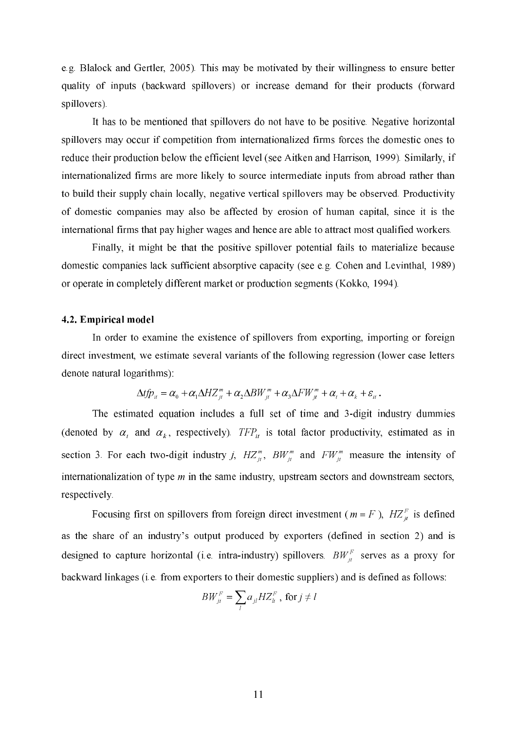e.g. Blalock and Gertler, 2005). This may be motivated by their willingness to ensure better quality of inputs (backward spillovers) or increase demand for their products (forward spillovers).

It has to be mentioned that spillovers do not have to be positive. Negative horizontal spillovers may occur if competition from internationalized firms forces the domestic ones to reduce their production below the efficient level (see Aitken and Harrison, 1999). Similarly, if internationalized firms are more likely to source intermediate inputs from abroad rather than to build their supply chain locally, negative vertical spillovers may be observed. Productivity of domestic companies may also be affected by erosion of human capital, since it is the international firms that pay higher wages and hence are able to attract most qualified workers.

Finally, it might be that the positive spillover potential fails to materialize because domestic companies lack sufficient absorptive capacity (see e.g. Cohen and Levinthal, 1989) or operate in completely different market or production segments (Kokko, 1994).

### 4.2. Empirical model

In order to examine the existence of spillovers from exporting, importing or foreign direct investment, we estimate several variants of the following regression (lower case letters denote natural logarithms):

$$\Delta tfp_{it} = \alpha_0 + \alpha_1 \Delta HZ_{jt}^m + \alpha_2 \Delta BW_{jt}^m + \alpha_3 \Delta FW_{jt}^m + \alpha_t + \alpha_k + \varepsilon_{it}.$$

The estimated equation includes a full set of time and 3-digit industry dummies (denoted by $\alpha_t$ and $\alpha_k$, respectively). $TFP_{it}$ is total factor productivity, estimated as in section 3. For each two-digit industry *j*, $HZ_{jt}^m$, $BW_{jt}^m$ and $FW_{jt}^m$ measure the intensity of internationalization of type *m* in the same industry, upstream sectors and downstream sectors, respectively.

Focusing first on spillovers from foreign direct investment ($m = F$), $HZ_{jt}^F$ is defined as the share of an industry's output produced by exporters (defined in section 2) and is designed to capture horizontal (i.e. intra-industry) spillovers. $BW_{jt}^F$ serves as a proxy for backward linkages (i.e. from exporters to their domestic suppliers) and is defined as follows:

$$BW_{jt}^F = \sum_l a_{jl} HZ_{lt}^F \text{, for } j \neq l$$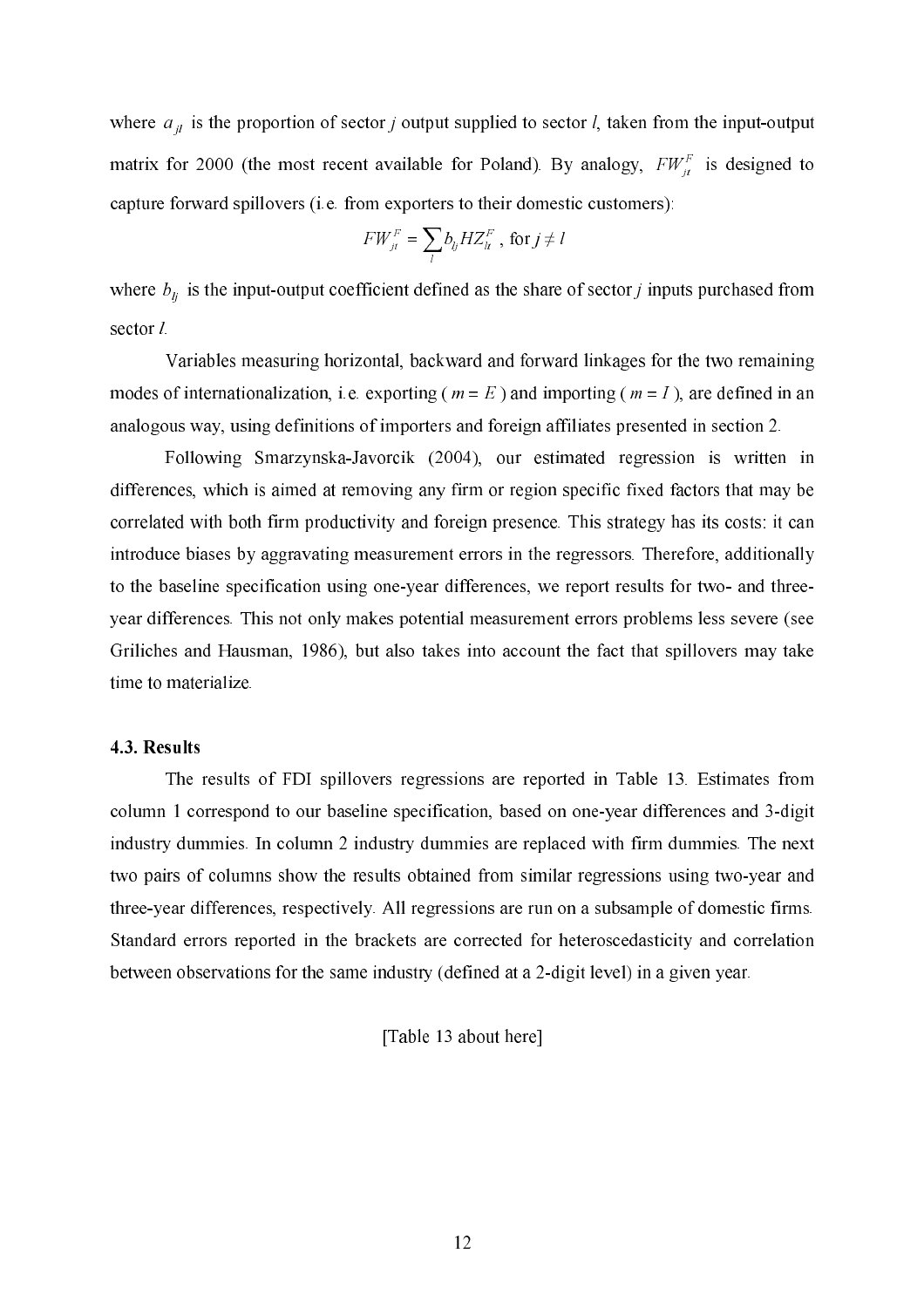where $a_{jl}$ is the proportion of sector $j$ output supplied to sector $l$, taken from the input-output matrix for 2000 (the most recent available for Poland). By analogy, $FW_{jt}^{F}$ is designed to capture forward spillovers (i.e. from exporters to their domestic customers):

$$FW_{jt}^{F} = \sum_{l} b_{lj} HZ_{lt}^{F}, \text{ for } j \neq l$$

where $b_{lj}$ is the input-output coefficient defined as the share of sector $j$ inputs purchased from sector $l$.

Variables measuring horizontal, backward and forward linkages for the two remaining modes of internationalization, i.e. exporting ( $m = E$ ) and importing ( $m = I$ ), are defined in an analogous way, using definitions of importers and foreign affiliates presented in section 2.

Following Smarzynska-Javorcik (2004), our estimated regression is written in differences, which is aimed at removing any firm or region specific fixed factors that may be correlated with both firm productivity and foreign presence. This strategy has its costs: it can introduce biases by aggravating measurement errors in the regressors. Therefore, additionally to the baseline specification using one-year differences, we report results for two- and three-year differences. This not only makes potential measurement errors problems less severe (see Griliches and Hausman, 1986), but also takes into account the fact that spillovers may take time to materialize.

### 4.3. Results

The results of FDI spillovers regressions are reported in Table 13. Estimates from column 1 correspond to our baseline specification, based on one-year differences and 3-digit industry dummies. In column 2 industry dummies are replaced with firm dummies. The next two pairs of columns show the results obtained from similar regressions using two-year and three-year differences, respectively. All regressions are run on a subsample of domestic firms. Standard errors reported in the brackets are corrected for heteroscedasticity and correlation between observations for the same industry (defined at a 2-digit level) in a given year.

[Table 13 about here]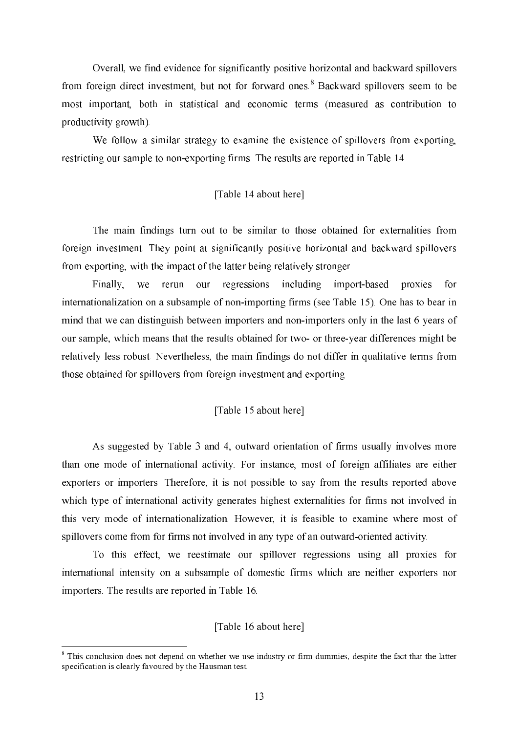Overall, we find evidence for significantly positive horizontal and backward spillovers from foreign direct investment, but not for forward ones.[8] Backward spillovers seem to be most important, both in statistical and economic terms (measured as contribution to productivity growth).

We follow a similar strategy to examine the existence of spillovers from exporting, restricting our sample to non-exporting firms. The results are reported in Table 14.

[Table 14 about here]

The main findings turn out to be similar to those obtained for externalities from foreign investment. They point at significantly positive horizontal and backward spillovers from exporting, with the impact of the latter being relatively stronger.

Finally, we rerun our regressions including import-based proxies for internationalization on a subsample of non-importing firms (see Table 15). One has to bear in mind that we can distinguish between importers and non-importers only in the last 6 years of our sample, which means that the results obtained for two- or three-year differences might be relatively less robust. Nevertheless, the main findings do not differ in qualitative terms from those obtained for spillovers from foreign investment and exporting.

[Table 15 about here]

As suggested by Table 3 and 4, outward orientation of firms usually involves more than one mode of international activity. For instance, most of foreign affiliates are either exporters or importers. Therefore, it is not possible to say from the results reported above which type of international activity generates highest externalities for firms not involved in this very mode of internationalization. However, it is feasible to examine where most of spillovers come from for firms not involved in any type of an outward-oriented activity.

To this effect, we reestimate our spillover regressions using all proxies for international intensity on a subsample of domestic firms which are neither exporters nor importers. The results are reported in Table 16.

[Table 16 about here]

---

[8] This conclusion does not depend on whether we use industry or firm dummies, despite the fact that the latter specification is clearly favoured by the Hausman test.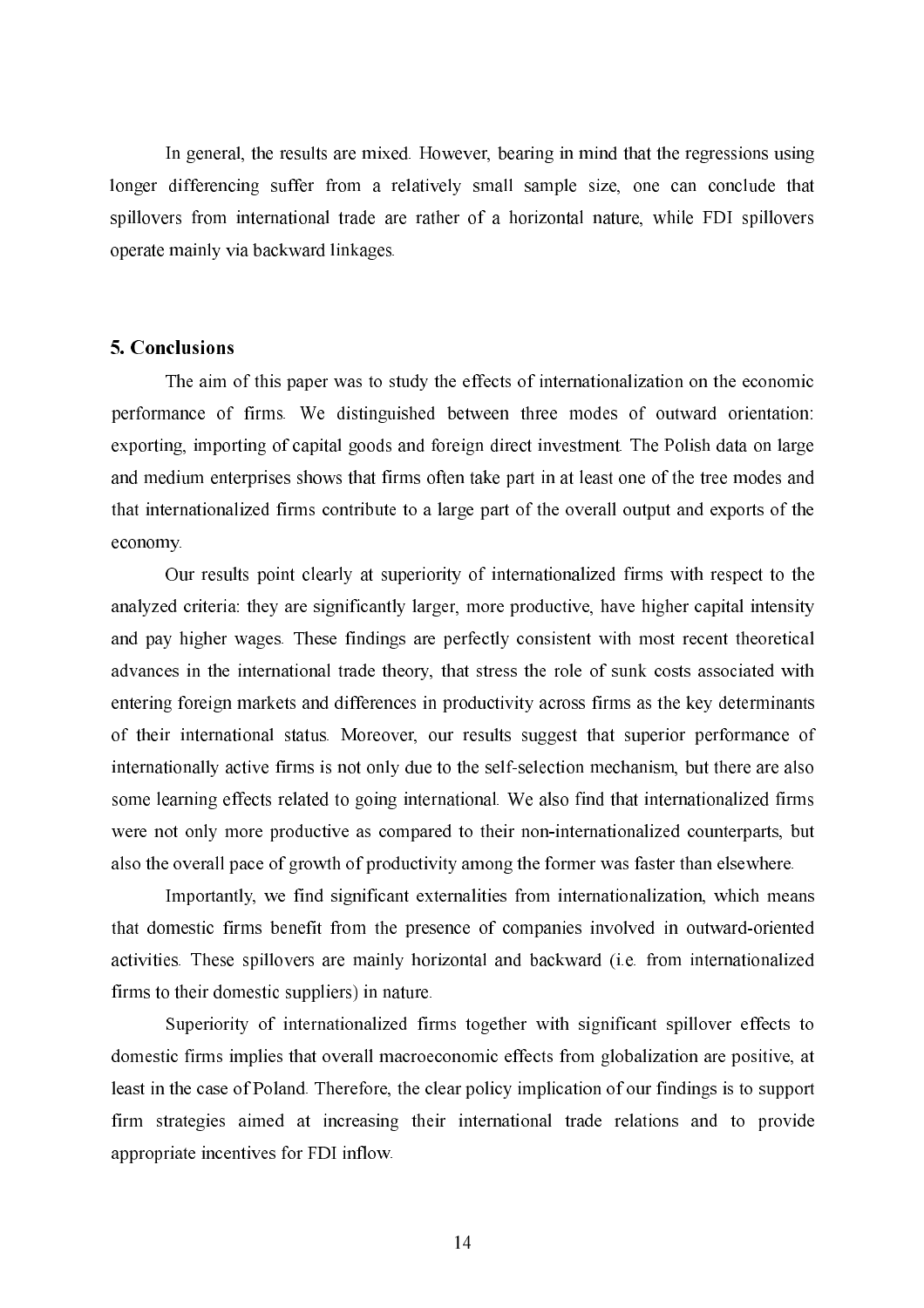In general, the results are mixed. However, bearing in mind that the regressions using longer differencing suffer from a relatively small sample size, one can conclude that spillovers from international trade are rather of a horizontal nature, while FDI spillovers operate mainly via backward linkages.

## 5. Conclusions

The aim of this paper was to study the effects of internationalization on the economic performance of firms. We distinguished between three modes of outward orientation: exporting, importing of capital goods and foreign direct investment. The Polish data on large and medium enterprises shows that firms often take part in at least one of the tree modes and that internationalized firms contribute to a large part of the overall output and exports of the economy.

Our results point clearly at superiority of internationalized firms with respect to the analyzed criteria: they are significantly larger, more productive, have higher capital intensity and pay higher wages. These findings are perfectly consistent with most recent theoretical advances in the international trade theory, that stress the role of sunk costs associated with entering foreign markets and differences in productivity across firms as the key determinants of their international status. Moreover, our results suggest that superior performance of internationally active firms is not only due to the self-selection mechanism, but there are also some learning effects related to going international. We also find that internationalized firms were not only more productive as compared to their non-internationalized counterparts, but also the overall pace of growth of productivity among the former was faster than elsewhere.

Importantly, we find significant externalities from internationalization, which means that domestic firms benefit from the presence of companies involved in outward-oriented activities. These spillovers are mainly horizontal and backward (i.e. from internationalized firms to their domestic suppliers) in nature.

Superiority of internationalized firms together with significant spillover effects to domestic firms implies that overall macroeconomic effects from globalization are positive, at least in the case of Poland. Therefore, the clear policy implication of our findings is to support firm strategies aimed at increasing their international trade relations and to provide appropriate incentives for FDI inflow.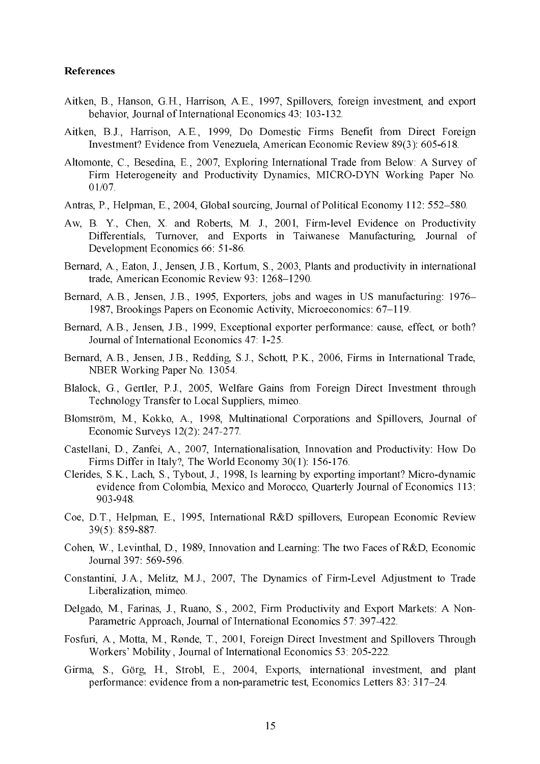**References**

Aitken, B., Hanson, G.H., Harrison, A.E., 1997, Spillovers, foreign investment, and export behavior, Journal of International Economics 43: 103-132.

Aitken, B.J., Harrison, A.E., 1999, Do Domestic Firms Benefit from Direct Foreign Investment? Evidence from Venezuela, American Economic Review 89(3): 605-618.

Altomonte, C., Besedina, E., 2007, Exploring International Trade from Below: A Survey of Firm Heterogeneity and Productivity Dynamics, MICRO-DYN Working Paper No. 01/07.

Antras, P., Helpman, E., 2004, Global sourcing, Journal of Political Economy 112: 552–580.

Aw, B. Y., Chen, X. and Roberts, M. J., 2001, Firm-level Evidence on Productivity Differentials, Turnover, and Exports in Taiwanese Manufacturing, Journal of Development Economics 66: 51-86.

Bernard, A., Eaton, J., Jensen, J.B., Kortum, S., 2003, Plants and productivity in international trade, American Economic Review 93: 1268–1290.

Bernard, A.B., Jensen, J.B., 1995, Exporters, jobs and wages in US manufacturing: 1976–1987, Brookings Papers on Economic Activity, Microeconomics: 67–119.

Bernard, A.B., Jensen, J.B., 1999, Exceptional exporter performance: cause, effect, or both? Journal of International Economics 47: 1-25.

Bernard, A.B., Jensen, J.B., Redding, S.J., Schott, P.K., 2006, Firms in International Trade, NBER Working Paper No. 13054.

Blalock, G., Gertler, P.J., 2005, Welfare Gains from Foreign Direct Investment through Technology Transfer to Local Suppliers, mimeo.

Blomström, M., Kokko, A., 1998, Multinational Corporations and Spillovers, Journal of Economic Surveys 12(2): 247-277.

Castellani, D., Zanfei, A., 2007, Internationalisation, Innovation and Productivity: How Do Firms Differ in Italy?, The World Economy 30(1): 156-176.

Clerides, S.K., Lach, S., Tybout, J., 1998, Is learning by exporting important? Micro-dynamic evidence from Colombia, Mexico and Morocco, Quarterly Journal of Economics 113: 903-948.

Coe, D.T., Helpman, E., 1995, International R&D spillovers, European Economic Review 39(5): 859-887.

Cohen, W., Levinthal, D., 1989, Innovation and Learning: The two Faces of R&D, Economic Journal 397: 569-596.

Constantini, J.A., Melitz, M.J., 2007, The Dynamics of Firm-Level Adjustment to Trade Liberalization, mimeo.

Delgado, M., Farinas, J., Ruano, S., 2002, Firm Productivity and Export Markets: A Non-Parametric Approach, Journal of International Economics 57: 397-422.

Fosfuri, A., Motta, M., Rønde, T., 2001, Foreign Direct Investment and Spillovers Through Workers' Mobility, Journal of International Economics 53: 205-222.

Girma, S., Görg, H., Strobl, E., 2004, Exports, international investment, and plant performance: evidence from a non-parametric test, Economics Letters 83: 317–24.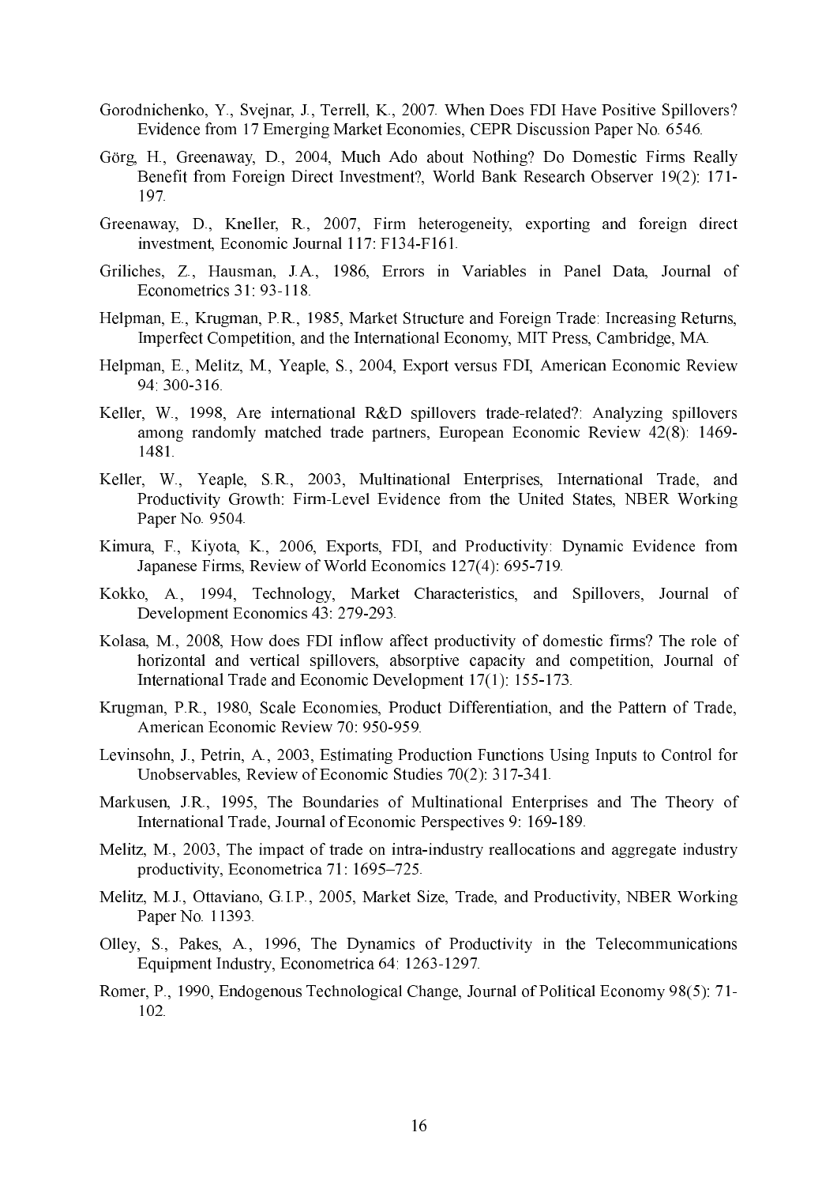Gorodnichenko, Y., Svejnar, J., Terrell, K., 2007. When Does FDI Have Positive Spillovers? Evidence from 17 Emerging Market Economies, CEPR Discussion Paper No. 6546.

Görg, H., Greenaway, D., 2004, Much Ado about Nothing? Do Domestic Firms Really Benefit from Foreign Direct Investment?, World Bank Research Observer 19(2): 171-197.

Greenaway, D., Kneller, R., 2007, Firm heterogeneity, exporting and foreign direct investment, Economic Journal 117: F134-F161.

Griliches, Z., Hausman, J.A., 1986, Errors in Variables in Panel Data, Journal of Econometrics 31: 93-118.

Helpman, E., Krugman, P.R., 1985, Market Structure and Foreign Trade: Increasing Returns, Imperfect Competition, and the International Economy, MIT Press, Cambridge, MA.

Helpman, E., Melitz, M., Yeaple, S., 2004, Export versus FDI, American Economic Review 94: 300-316.

Keller, W., 1998, Are international R&D spillovers trade-related?: Analyzing spillovers among randomly matched trade partners, European Economic Review 42(8): 1469-1481.

Keller, W., Yeaple, S.R., 2003, Multinational Enterprises, International Trade, and Productivity Growth: Firm-Level Evidence from the United States, NBER Working Paper No. 9504.

Kimura, F., Kiyota, K., 2006, Exports, FDI, and Productivity: Dynamic Evidence from Japanese Firms, Review of World Economics 127(4): 695-719.

Kokko, A., 1994, Technology, Market Characteristics, and Spillovers, Journal of Development Economics 43: 279-293.

Kolasa, M., 2008, How does FDI inflow affect productivity of domestic firms? The role of horizontal and vertical spillovers, absorptive capacity and competition, Journal of International Trade and Economic Development 17(1): 155-173.

Krugman, P.R., 1980, Scale Economies, Product Differentiation, and the Pattern of Trade, American Economic Review 70: 950-959.

Levinsohn, J., Petrin, A., 2003, Estimating Production Functions Using Inputs to Control for Unobservables, Review of Economic Studies 70(2): 317-341.

Markusen, J.R., 1995, The Boundaries of Multinational Enterprises and The Theory of International Trade, Journal of Economic Perspectives 9: 169-189.

Melitz, M., 2003, The impact of trade on intra-industry reallocations and aggregate industry productivity, Econometrica 71: 1695–725.

Melitz, M.J., Ottaviano, G.I.P., 2005, Market Size, Trade, and Productivity, NBER Working Paper No. 11393.

Olley, S., Pakes, A., 1996, The Dynamics of Productivity in the Telecommunications Equipment Industry, Econometrica 64: 1263-1297.

Romer, P., 1990, Endogenous Technological Change, Journal of Political Economy 98(5): 71-102.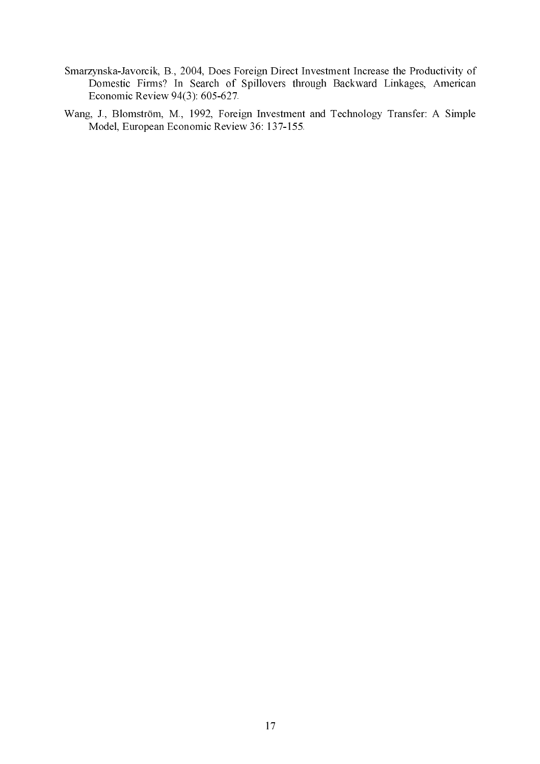Smarzynska-Javorcik, B., 2004, Does Foreign Direct Investment Increase the Productivity of Domestic Firms? In Search of Spillovers through Backward Linkages, American Economic Review 94(3): 605-627.

Wang, J., Blomström, M., 1992, Foreign Investment and Technology Transfer: A Simple Model, European Economic Review 36: 137-155.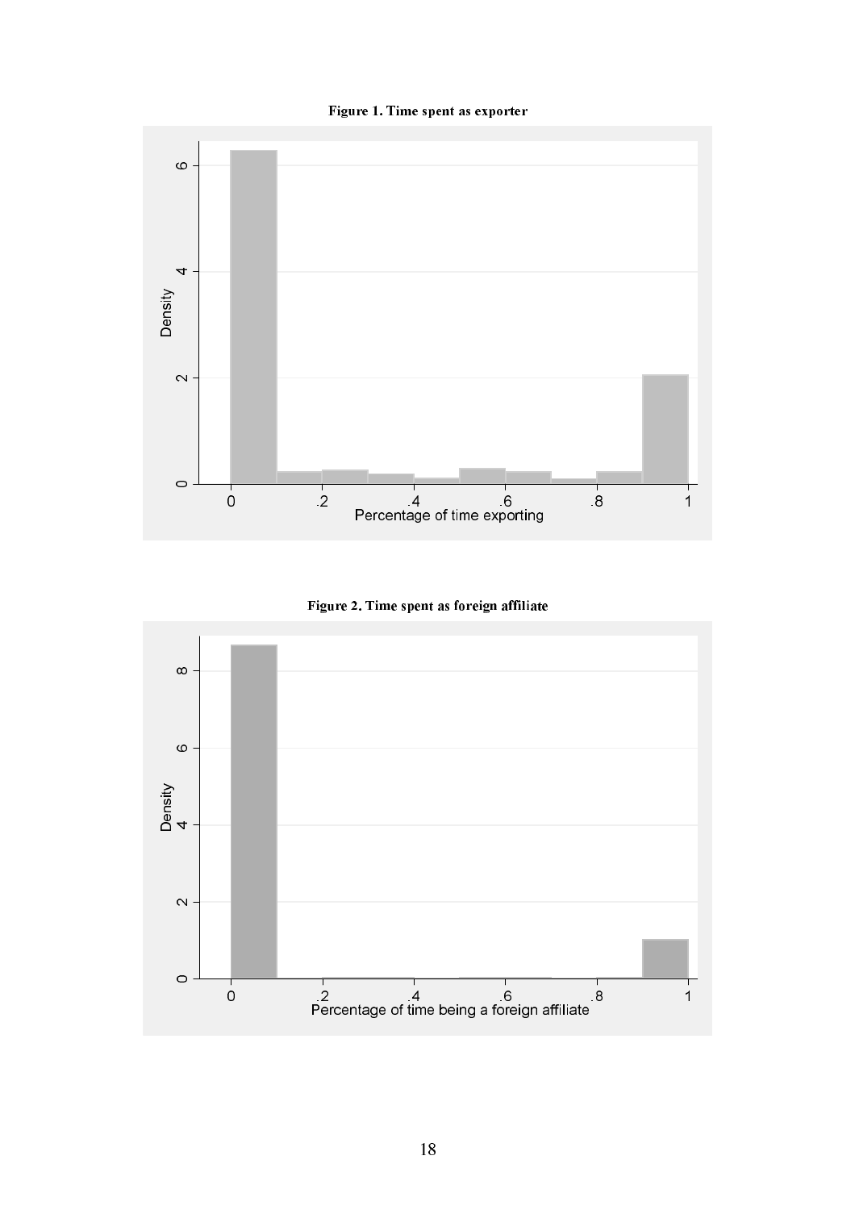**Figure 1. Time spent as exporter**

**Figure 2. Time spent as foreign affiliate**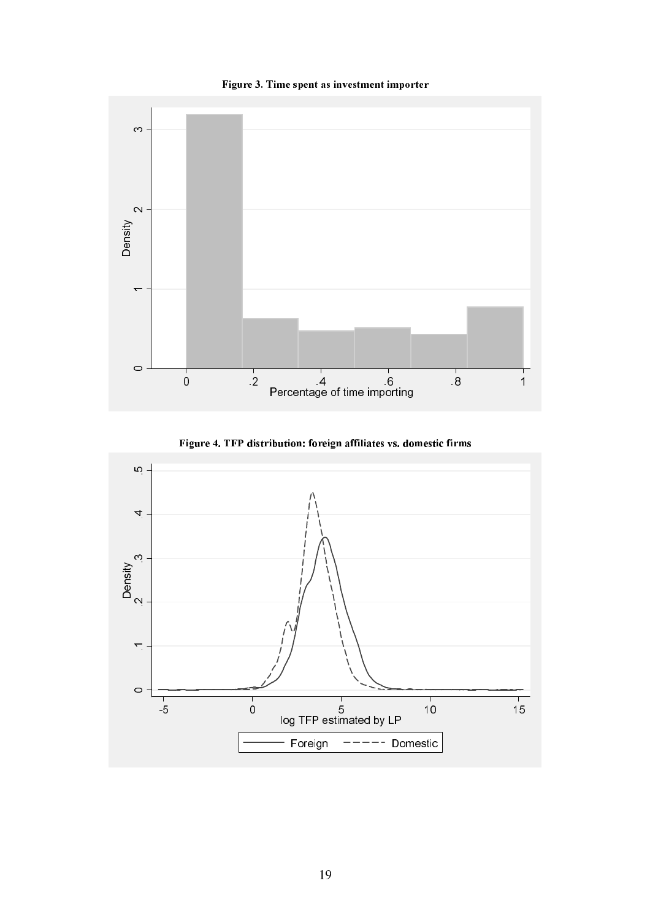**Figure 3. Time spent as investment importer**

**Figure 4. TFP distribution: foreign affiliates vs. domestic firms**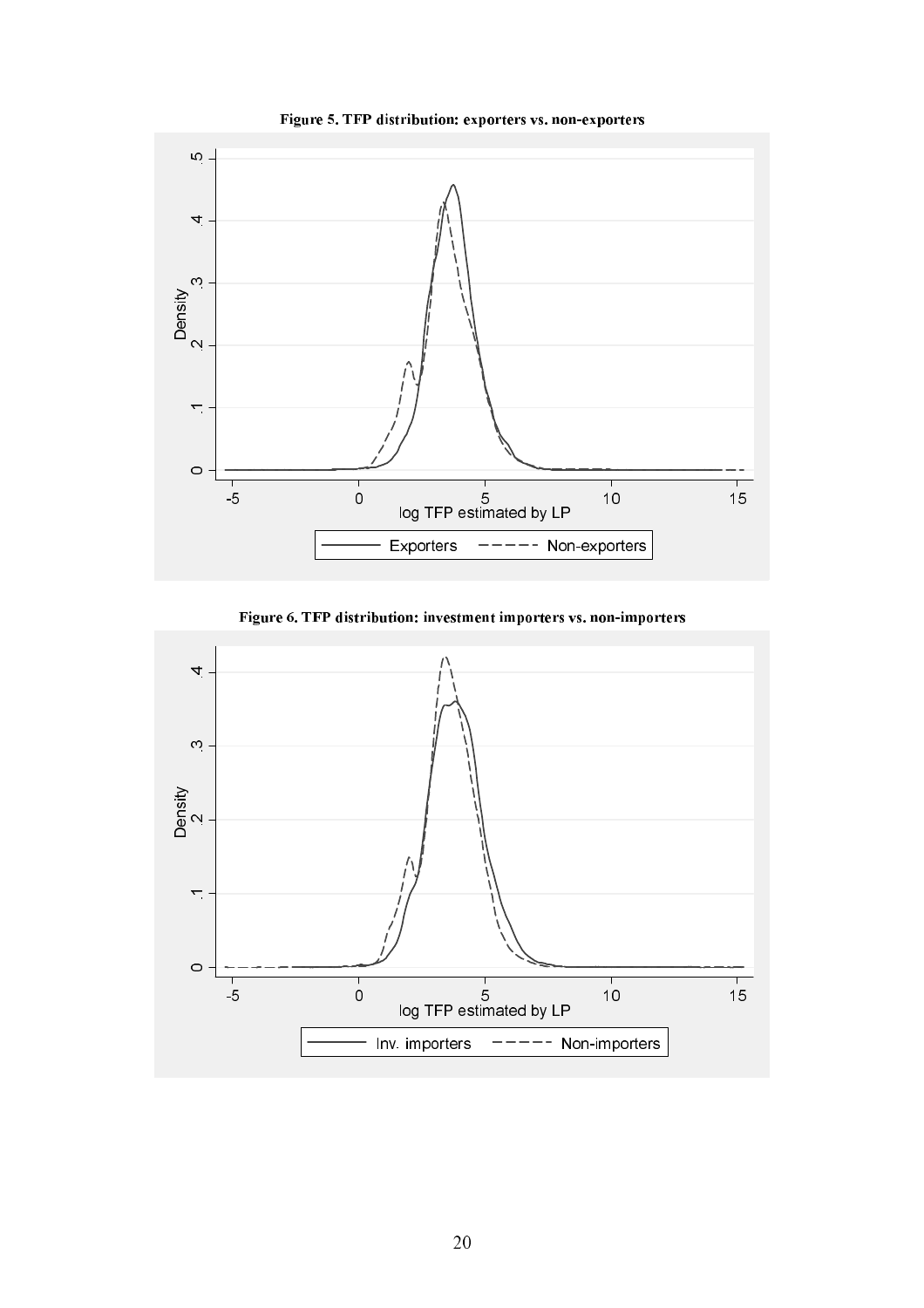**Figure 5. TFP distribution: exporters vs. non-exporters**

**Figure 6. TFP distribution: investment importers vs. non-importers**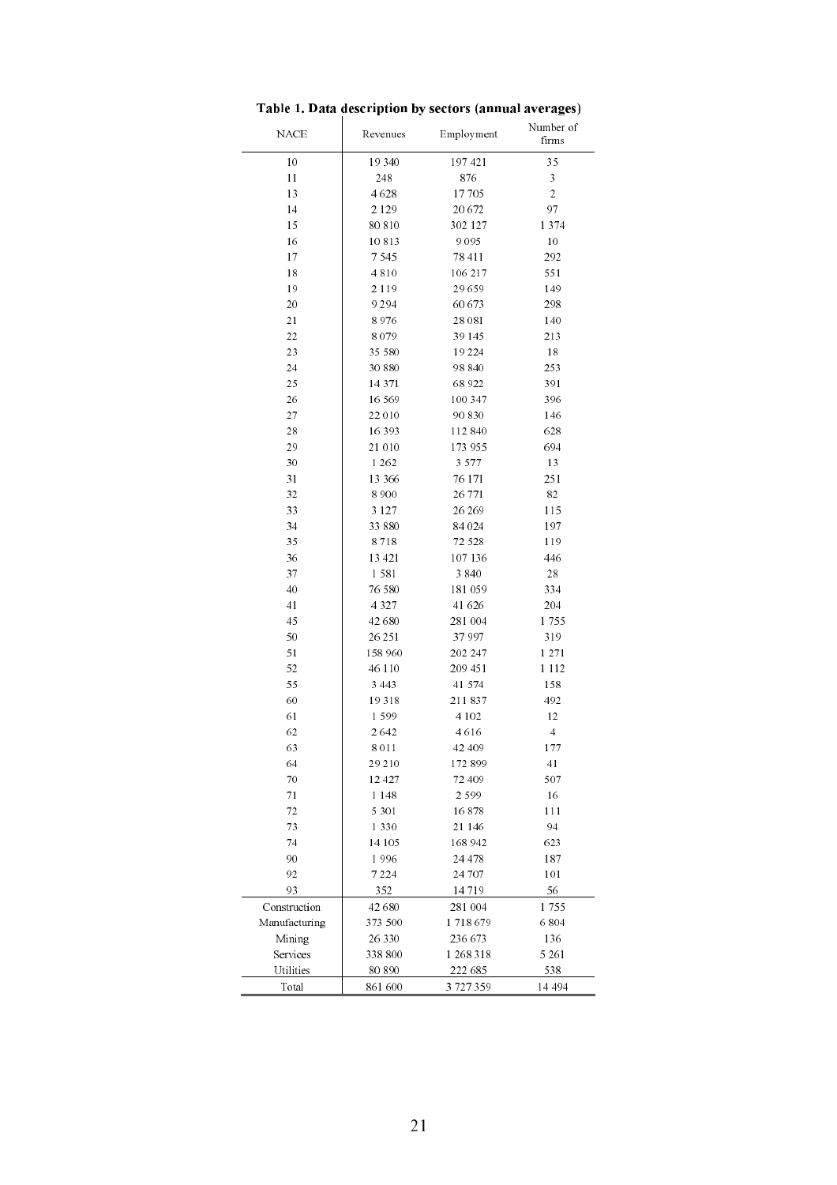**Table 1. Data description by sectors (annual averages)**

| NACE | Revenues | Employment | Number of firms |
|---|---|---|---|
| 10 | 19 340 | 197 421 | 35 |
| 11 | 248 | 876 | 3 |
| 13 | 4 628 | 17 705 | 2 |
| 14 | 2 129 | 20 672 | 97 |
| 15 | 80 810 | 302 127 | 1 374 |
| 16 | 10 813 | 9 095 | 10 |
| 17 | 7 545 | 78 411 | 292 |
| 18 | 4 810 | 106 217 | 551 |
| 19 | 2 119 | 29 659 | 149 |
| 20 | 9 294 | 60 673 | 298 |
| 21 | 8 976 | 28 081 | 140 |
| 22 | 8 079 | 39 145 | 213 |
| 23 | 35 580 | 19 224 | 18 |
| 24 | 30 880 | 98 840 | 253 |
| 25 | 14 371 | 68 922 | 391 |
| 26 | 16 569 | 100 347 | 396 |
| 27 | 22 010 | 90 830 | 146 |
| 28 | 16 393 | 112 840 | 628 |
| 29 | 21 010 | 173 955 | 694 |
| 30 | 1 262 | 3 577 | 13 |
| 31 | 13 366 | 76 171 | 251 |
| 32 | 8 900 | 26 771 | 82 |
| 33 | 3 127 | 26 269 | 115 |
| 34 | 33 880 | 84 024 | 197 |
| 35 | 8 718 | 72 528 | 119 |
| 36 | 13 421 | 107 136 | 446 |
| 37 | 1 581 | 3 840 | 28 |
| 40 | 76 580 | 181 059 | 334 |
| 41 | 4 327 | 41 626 | 204 |
| 45 | 42 680 | 281 004 | 1 755 |
| 50 | 26 251 | 37 997 | 319 |
| 51 | 158 960 | 202 247 | 1 271 |
| 52 | 46 110 | 209 451 | 1 112 |
| 55 | 3 443 | 41 574 | 158 |
| 60 | 19 318 | 211 837 | 492 |
| 61 | 1 599 | 4 102 | 12 |
| 62 | 2 642 | 4 616 | 4 |
| 63 | 8 011 | 42 409 | 177 |
| 64 | 29 210 | 172 899 | 41 |
| 70 | 12 427 | 72 409 | 507 |
| 71 | 1 148 | 2 599 | 16 |
| 72 | 5 301 | 16 878 | 111 |
| 73 | 1 330 | 21 146 | 94 |
| 74 | 14 105 | 168 942 | 623 |
| 90 | 1 996 | 24 478 | 187 |
| 92 | 7 224 | 24 707 | 101 |
| 93 | 352 | 14 719 | 56 |
| Construction | 42 680 | 281 004 | 1 755 |
| Manufacturing | 373 500 | 1 718 679 | 6 804 |
| Mining | 26 330 | 236 673 | 136 |
| Services | 338 800 | 1 268 318 | 5 261 |
| Utilities | 80 890 | 222 685 | 538 |
| Total | 861 600 | 3 727 359 | 14 494 |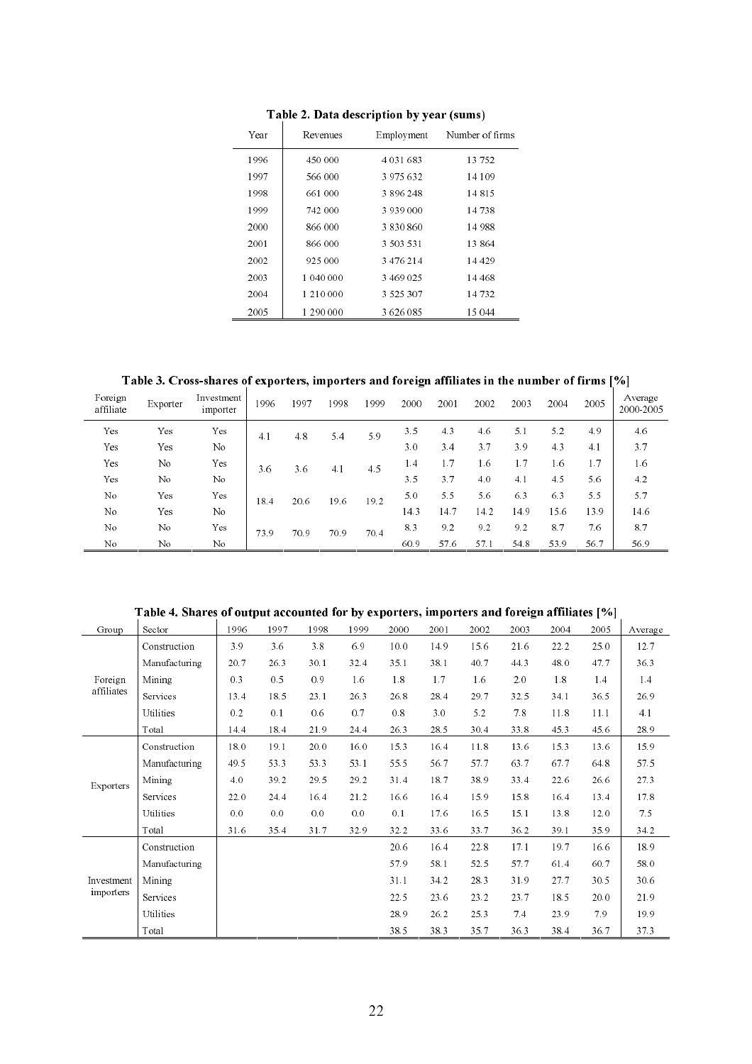**Table 2. Data description by year (sums)**

| Year | Revenues | Employment | Number of firms |
|---|---|---|---|
| 1996 | 450 000 | 4 031 683 | 13 752 |
| 1997 | 566 000 | 3 975 632 | 14 109 |
| 1998 | 661 000 | 3 896 248 | 14 815 |
| 1999 | 742 000 | 3 939 000 | 14 738 |
| 2000 | 866 000 | 3 830 860 | 14 988 |
| 2001 | 866 000 | 3 503 531 | 13 864 |
| 2002 | 925 000 | 3 476 214 | 14 429 |
| 2003 | 1 040 000 | 3 469 025 | 14 468 |
| 2004 | 1 210 000 | 3 525 307 | 14 732 |
| 2005 | 1 290 000 | 3 626 085 | 15 044 |

**Table 3. Cross-shares of exporters, importers and foreign affiliates in the number of firms [%]**

| Foreign affiliate | Exporter | Investment importer | 1996 | 1997 | 1998 | 1999 | 2000 | 2001 | 2002 | 2003 | 2004 | 2005 | Average 2000-2005 |
|---|---|---|---|---|---|---|---|---|---|---|---|---|---|
| Yes | Yes | Yes | 4.1 | 4.8 | 5.4 | 5.9 | 3.5 | 4.3 | 4.6 | 5.1 | 5.2 | 4.9 | 4.6 |
| Yes | Yes | No | | | | | 3.0 | 3.4 | 3.7 | 3.9 | 4.3 | 4.1 | 3.7 |
| Yes | No | Yes | 3.6 | 3.6 | 4.1 | 4.5 | 1.4 | 1.7 | 1.6 | 1.7 | 1.6 | 1.7 | 1.6 |
| Yes | No | No | | | | | 3.5 | 3.7 | 4.0 | 4.1 | 4.5 | 5.6 | 4.2 |
| No | Yes | Yes | 18.4 | 20.6 | 19.6 | 19.2 | 5.0 | 5.5 | 5.6 | 6.3 | 6.3 | 5.5 | 5.7 |
| No | Yes | No | | | | | 14.3 | 14.7 | 14.2 | 14.9 | 15.6 | 13.9 | 14.6 |
| No | No | Yes | 73.9 | 70.9 | 70.9 | 70.4 | 8.3 | 9.2 | 9.2 | 9.2 | 8.7 | 7.6 | 8.7 |
| No | No | No | | | | | 60.9 | 57.6 | 57.1 | 54.8 | 53.9 | 56.7 | 56.9 |

**Table 4. Shares of output accounted for by exporters, importers and foreign affiliates [%]**

| Group | Sector | 1996 | 1997 | 1998 | 1999 | 2000 | 2001 | 2002 | 2003 | 2004 | 2005 | Average |
|---|---|---|---|---|---|---|---|---|---|---|---|---|
| Foreign affiliates | Construction | 3.9 | 3.6 | 3.8 | 6.9 | 10.0 | 14.9 | 15.6 | 21.6 | 22.2 | 25.0 | 12.7 |
| | Manufacturing | 20.7 | 26.3 | 30.1 | 32.4 | 35.1 | 38.1 | 40.7 | 44.3 | 48.0 | 47.7 | 36.3 |
| | Mining | 0.3 | 0.5 | 0.9 | 1.6 | 1.8 | 1.7 | 1.6 | 2.0 | 1.8 | 1.4 | 1.4 |
| | Services | 13.4 | 18.5 | 23.1 | 26.3 | 26.8 | 28.4 | 29.7 | 32.5 | 34.1 | 36.5 | 26.9 |
| | Utilities | 0.2 | 0.1 | 0.6 | 0.7 | 0.8 | 3.0 | 5.2 | 7.8 | 11.8 | 11.1 | 4.1 |
| | Total | 14.4 | 18.4 | 21.9 | 24.4 | 26.3 | 28.5 | 30.4 | 33.8 | 45.3 | 45.6 | 28.9 |
| Exporters | Construction | 18.0 | 19.1 | 20.0 | 16.0 | 15.3 | 16.4 | 11.8 | 13.6 | 15.3 | 13.6 | 15.9 |
| | Manufacturing | 49.5 | 53.3 | 53.3 | 53.1 | 55.5 | 56.7 | 57.7 | 63.7 | 67.7 | 64.8 | 57.5 |
| | Mining | 4.0 | 39.2 | 29.5 | 29.2 | 31.4 | 18.7 | 38.9 | 33.4 | 22.6 | 26.6 | 27.3 |
| | Services | 22.0 | 24.4 | 16.4 | 21.2 | 16.6 | 16.4 | 15.9 | 15.8 | 16.4 | 13.4 | 17.8 |
| | Utilities | 0.0 | 0.0 | 0.0 | 0.0 | 0.1 | 17.6 | 16.5 | 15.1 | 13.8 | 12.0 | 7.5 |
| | Total | 31.6 | 35.4 | 31.7 | 32.9 | 32.2 | 33.6 | 33.7 | 36.2 | 39.1 | 35.9 | 34.2 |
| Investment importers | Construction | | | | | 20.6 | 16.4 | 22.8 | 17.1 | 19.7 | 16.6 | 18.9 |
| | Manufacturing | | | | | 57.9 | 58.1 | 52.5 | 57.7 | 61.4 | 60.7 | 58.0 |
| | Mining | | | | | 31.1 | 34.2 | 28.3 | 31.9 | 27.7 | 30.5 | 30.6 |
| | Services | | | | | 22.5 | 23.6 | 23.2 | 23.7 | 18.5 | 20.0 | 21.9 |
| | Utilities | | | | | 28.9 | 26.2 | 25.3 | 7.4 | 23.9 | 7.9 | 19.9 |
| | Total | | | | | 38.5 | 38.3 | 35.7 | 36.3 | 38.4 | 36.7 | 37.3 |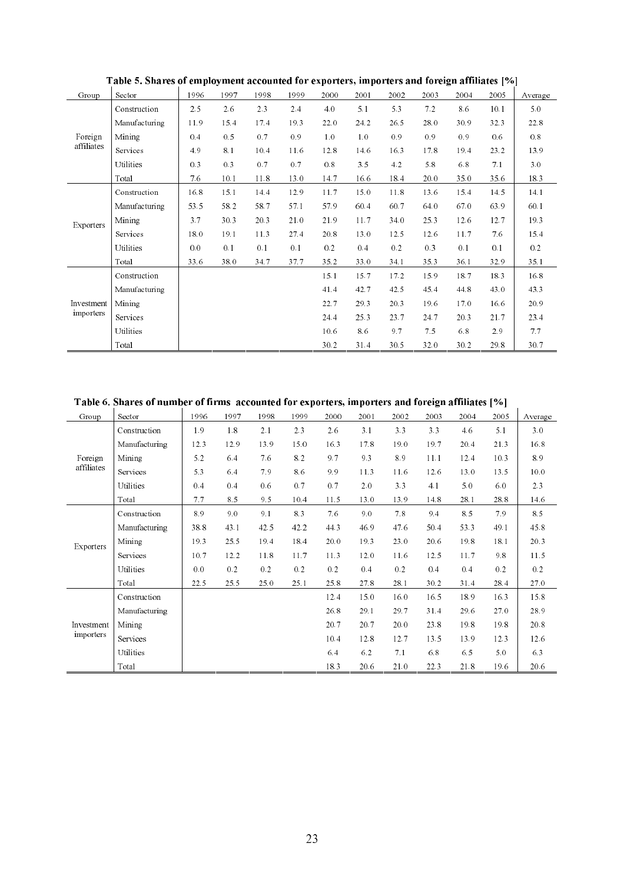**Table 5. Shares of employment accounted for exporters, importers and foreign affiliates [%]**

| Group | Sector | 1996 | 1997 | 1998 | 1999 | 2000 | 2001 | 2002 | 2003 | 2004 | 2005 | Average |
|---|---|---|---|---|---|---|---|---|---|---|---|---|
| Foreign affiliates | Construction | 2.5 | 2.6 | 2.3 | 2.4 | 4.0 | 5.1 | 5.3 | 7.2 | 8.6 | 10.1 | 5.0 |
| | Manufacturing | 11.9 | 15.4 | 17.4 | 19.3 | 22.0 | 24.2 | 26.5 | 28.0 | 30.9 | 32.3 | 22.8 |
| | Mining | 0.4 | 0.5 | 0.7 | 0.9 | 1.0 | 1.0 | 0.9 | 0.9 | 0.9 | 0.6 | 0.8 |
| | Services | 4.9 | 8.1 | 10.4 | 11.6 | 12.8 | 14.6 | 16.3 | 17.8 | 19.4 | 23.2 | 13.9 |
| | Utilities | 0.3 | 0.3 | 0.7 | 0.7 | 0.8 | 3.5 | 4.2 | 5.8 | 6.8 | 7.1 | 3.0 |
| | Total | 7.6 | 10.1 | 11.8 | 13.0 | 14.7 | 16.6 | 18.4 | 20.0 | 35.0 | 35.6 | 18.3 |
| Exporters | Construction | 16.8 | 15.1 | 14.4 | 12.9 | 11.7 | 15.0 | 11.8 | 13.6 | 15.4 | 14.5 | 14.1 |
| | Manufacturing | 53.5 | 58.2 | 58.7 | 57.1 | 57.9 | 60.4 | 60.7 | 64.0 | 67.0 | 63.9 | 60.1 |
| | Mining | 3.7 | 30.3 | 20.3 | 21.0 | 21.9 | 11.7 | 34.0 | 25.3 | 12.6 | 12.7 | 19.3 |
| | Services | 18.0 | 19.1 | 11.3 | 27.4 | 20.8 | 13.0 | 12.5 | 12.6 | 11.7 | 7.6 | 15.4 |
| | Utilities | 0.0 | 0.1 | 0.1 | 0.1 | 0.2 | 0.4 | 0.2 | 0.3 | 0.1 | 0.1 | 0.2 |
| | Total | 33.6 | 38.0 | 34.7 | 37.7 | 35.2 | 33.0 | 34.1 | 35.3 | 36.1 | 32.9 | 35.1 |
| Investment importers | Construction | | | | | 15.1 | 15.7 | 17.2 | 15.9 | 18.7 | 18.3 | 16.8 |
| | Manufacturing | | | | | 41.4 | 42.7 | 42.5 | 45.4 | 44.8 | 43.0 | 43.3 |
| | Mining | | | | | 22.7 | 29.3 | 20.3 | 19.6 | 17.0 | 16.6 | 20.9 |
| | Services | | | | | 24.4 | 25.3 | 23.7 | 24.7 | 20.3 | 21.7 | 23.4 |
| | Utilities | | | | | 10.6 | 8.6 | 9.7 | 7.5 | 6.8 | 2.9 | 7.7 |
| | Total | | | | | 30.2 | 31.4 | 30.5 | 32.0 | 30.2 | 29.8 | 30.7 |

**Table 6. Shares of number of firms accounted for exporters, importers and foreign affiliates [%]**

| Group | Sector | 1996 | 1997 | 1998 | 1999 | 2000 | 2001 | 2002 | 2003 | 2004 | 2005 | Average |
|---|---|---|---|---|---|---|---|---|---|---|---|---|
| Foreign affiliates | Construction | 1.9 | 1.8 | 2.1 | 2.3 | 2.6 | 3.1 | 3.3 | 3.3 | 4.6 | 5.1 | 3.0 |
| | Manufacturing | 12.3 | 12.9 | 13.9 | 15.0 | 16.3 | 17.8 | 19.0 | 19.7 | 20.4 | 21.3 | 16.8 |
| | Mining | 5.2 | 6.4 | 7.6 | 8.2 | 9.7 | 9.3 | 8.9 | 11.1 | 12.4 | 10.3 | 8.9 |
| | Services | 5.3 | 6.4 | 7.9 | 8.6 | 9.9 | 11.3 | 11.6 | 12.6 | 13.0 | 13.5 | 10.0 |
| | Utilities | 0.4 | 0.4 | 0.6 | 0.7 | 0.7 | 2.0 | 3.3 | 4.1 | 5.0 | 6.0 | 2.3 |
| | Total | 7.7 | 8.5 | 9.5 | 10.4 | 11.5 | 13.0 | 13.9 | 14.8 | 28.1 | 28.8 | 14.6 |
| Exporters | Construction | 8.9 | 9.0 | 9.1 | 8.3 | 7.6 | 9.0 | 7.8 | 9.4 | 8.5 | 7.9 | 8.5 |
| | Manufacturing | 38.8 | 43.1 | 42.5 | 42.2 | 44.3 | 46.9 | 47.6 | 50.4 | 53.3 | 49.1 | 45.8 |
| | Mining | 19.3 | 25.5 | 19.4 | 18.4 | 20.0 | 19.3 | 23.0 | 20.6 | 19.8 | 18.1 | 20.3 |
| | Services | 10.7 | 12.2 | 11.8 | 11.7 | 11.3 | 12.0 | 11.6 | 12.5 | 11.7 | 9.8 | 11.5 |
| | Utilities | 0.0 | 0.2 | 0.2 | 0.2 | 0.2 | 0.4 | 0.2 | 0.4 | 0.4 | 0.2 | 0.2 |
| | Total | 22.5 | 25.5 | 25.0 | 25.1 | 25.8 | 27.8 | 28.1 | 30.2 | 31.4 | 28.4 | 27.0 |
| Investment importers | Construction | | | | | 12.4 | 15.0 | 16.0 | 16.5 | 18.9 | 16.3 | 15.8 |
| | Manufacturing | | | | | 26.8 | 29.1 | 29.7 | 31.4 | 29.6 | 27.0 | 28.9 |
| | Mining | | | | | 20.7 | 20.7 | 20.0 | 23.8 | 19.8 | 19.8 | 20.8 |
| | Services | | | | | 10.4 | 12.8 | 12.7 | 13.5 | 13.9 | 12.3 | 12.6 |
| | Utilities | | | | | 6.4 | 6.2 | 7.1 | 6.8 | 6.5 | 5.0 | 6.3 |
| | Total | | | | | 18.3 | 20.6 | 21.0 | 22.3 | 21.8 | 19.6 | 20.6 |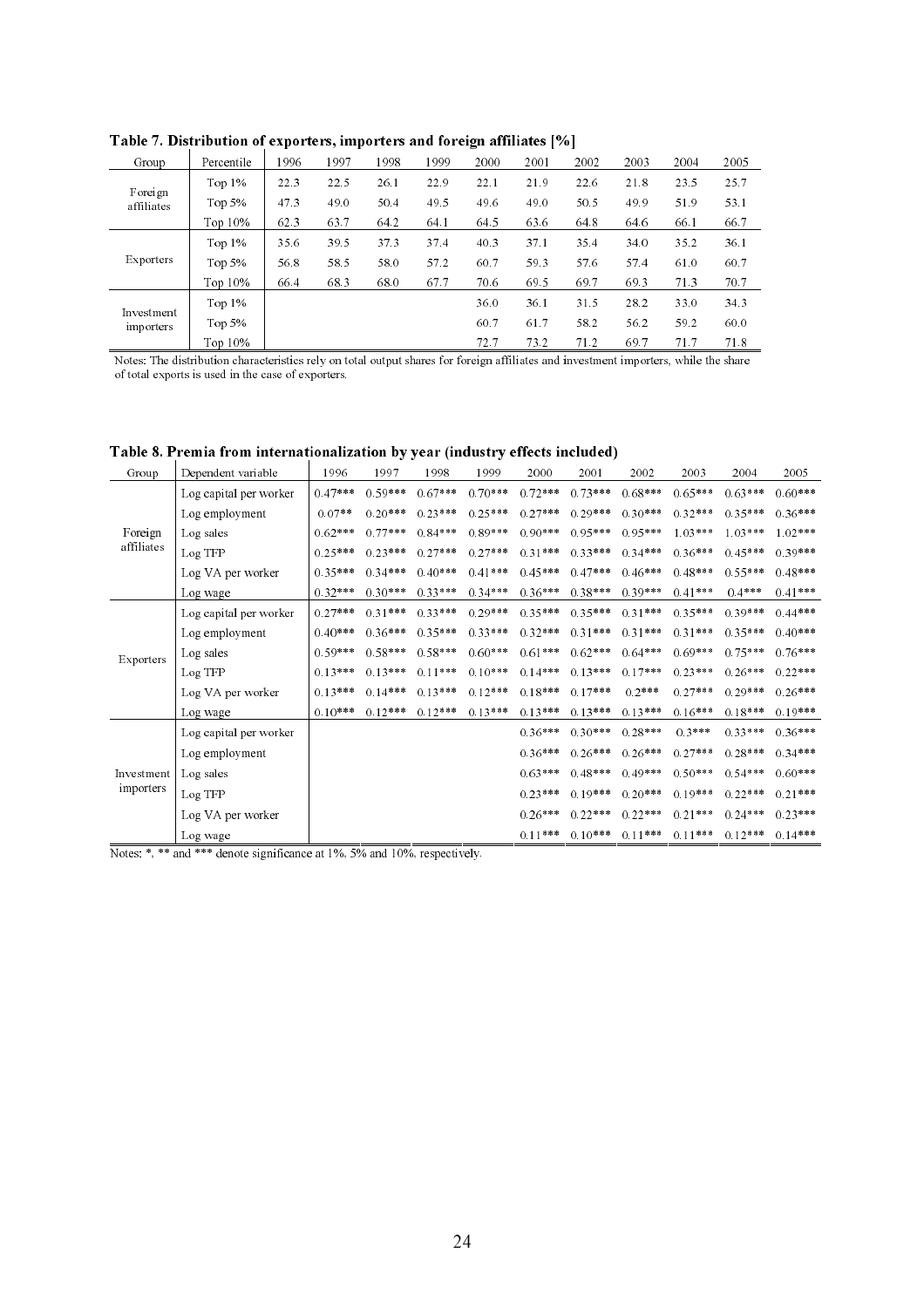**Table 7. Distribution of exporters, importers and foreign affiliates [%]**

| Group | Percentile | 1996 | 1997 | 1998 | 1999 | 2000 | 2001 | 2002 | 2003 | 2004 | 2005 |
|---|---|---|---|---|---|---|---|---|---|---|---|
| Foreign affiliates | Top 1% | 22.3 | 22.5 | 26.1 | 22.9 | 22.1 | 21.9 | 22.6 | 21.8 | 23.5 | 25.7 |
| | Top 5% | 47.3 | 49.0 | 50.4 | 49.5 | 49.6 | 49.0 | 50.5 | 49.9 | 51.9 | 53.1 |
| | Top 10% | 62.3 | 63.7 | 64.2 | 64.1 | 64.5 | 63.6 | 64.8 | 64.6 | 66.1 | 66.7 |
| Exporters | Top 1% | 35.6 | 39.5 | 37.3 | 37.4 | 40.3 | 37.1 | 35.4 | 34.0 | 35.2 | 36.1 |
| | Top 5% | 56.8 | 58.5 | 58.0 | 57.2 | 60.7 | 59.3 | 57.6 | 57.4 | 61.0 | 60.7 |
| | Top 10% | 66.4 | 68.3 | 68.0 | 67.7 | 70.6 | 69.5 | 69.7 | 69.3 | 71.3 | 70.7 |
| Investment importers | Top 1% | | | | | 36.0 | 36.1 | 31.5 | 28.2 | 33.0 | 34.3 |
| | Top 5% | | | | | 60.7 | 61.7 | 58.2 | 56.2 | 59.2 | 60.0 |
| | Top 10% | | | | | 72.7 | 73.2 | 71.2 | 69.7 | 71.7 | 71.8 |

Notes: The distribution characteristics rely on total output shares for foreign affiliates and investment importers, while the share of total exports is used in the case of exporters.

**Table 8. Premia from internationalization by year (industry effects included)**

| Group | Dependent variable | 1996 | 1997 | 1998 | 1999 | 2000 | 2001 | 2002 | 2003 | 2004 | 2005 |
|---|---|---|---|---|---|---|---|---|---|---|---|
| Foreign affiliates | Log capital per worker | 0.47*** | 0.59*** | 0.67*** | 0.70*** | 0.72*** | 0.73*** | 0.68*** | 0.65*** | 0.63*** | 0.60*** |
| | Log employment | 0.07** | 0.20*** | 0.23*** | 0.25*** | 0.27*** | 0.29*** | 0.30*** | 0.32*** | 0.35*** | 0.36*** |
| | Log sales | 0.62*** | 0.77*** | 0.84*** | 0.89*** | 0.90*** | 0.95*** | 0.95*** | 1.03*** | 1.03*** | 1.02*** |
| | Log TFP | 0.25*** | 0.23*** | 0.27*** | 0.27*** | 0.31*** | 0.33*** | 0.34*** | 0.36*** | 0.45*** | 0.39*** |
| | Log VA per worker | 0.35*** | 0.34*** | 0.40*** | 0.41*** | 0.45*** | 0.47*** | 0.46*** | 0.48*** | 0.55*** | 0.48*** |
| | Log wage | 0.32*** | 0.30*** | 0.33*** | 0.34*** | 0.36*** | 0.38*** | 0.39*** | 0.41*** | 0.4*** | 0.41*** |
| Exporters | Log capital per worker | 0.27*** | 0.31*** | 0.33*** | 0.29*** | 0.35*** | 0.35*** | 0.31*** | 0.35*** | 0.39*** | 0.44*** |
| | Log employment | 0.40*** | 0.36*** | 0.35*** | 0.33*** | 0.32*** | 0.31*** | 0.31*** | 0.31*** | 0.35*** | 0.40*** |
| | Log sales | 0.59*** | 0.58*** | 0.58*** | 0.60*** | 0.61*** | 0.62*** | 0.64*** | 0.69*** | 0.75*** | 0.76*** |
| | Log TFP | 0.13*** | 0.13*** | 0.11*** | 0.10*** | 0.14*** | 0.13*** | 0.17*** | 0.23*** | 0.26*** | 0.22*** |
| | Log VA per worker | 0.13*** | 0.14*** | 0.13*** | 0.12*** | 0.18*** | 0.17*** | 0.2*** | 0.27*** | 0.29*** | 0.26*** |
| | Log wage | 0.10*** | 0.12*** | 0.12*** | 0.13*** | 0.13*** | 0.13*** | 0.13*** | 0.16*** | 0.18*** | 0.19*** |
| Investment importers | Log capital per worker | | | | | 0.36*** | 0.30*** | 0.28*** | 0.3*** | 0.33*** | 0.36*** |
| | Log employment | | | | | 0.36*** | 0.26*** | 0.26*** | 0.27*** | 0.28*** | 0.34*** |
| | Log sales | | | | | 0.63*** | 0.48*** | 0.49*** | 0.50*** | 0.54*** | 0.60*** |
| | Log TFP | | | | | 0.23*** | 0.19*** | 0.20*** | 0.19*** | 0.22*** | 0.21*** |
| | Log VA per worker | | | | | 0.26*** | 0.22*** | 0.22*** | 0.21*** | 0.24*** | 0.23*** |
| | Log wage | | | | | 0.11*** | 0.10*** | 0.11*** | 0.11*** | 0.12*** | 0.14*** |

Notes: *, ** and *** denote significance at 1%, 5% and 10%, respectively.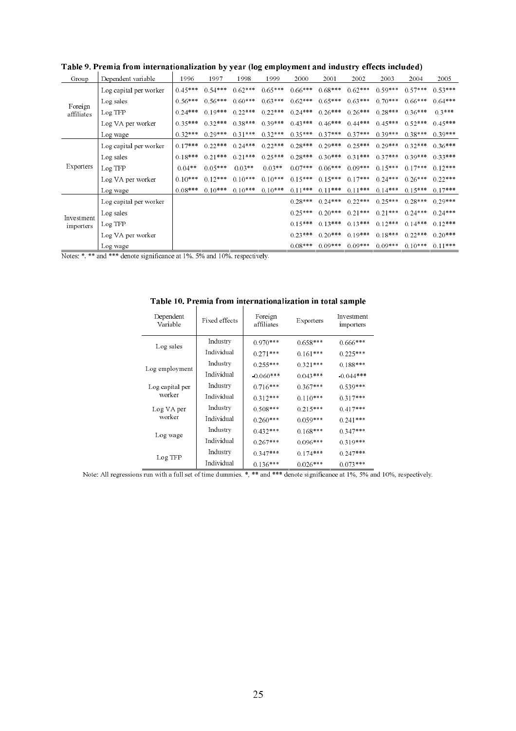**Table 9. Premia from internationalization by year (log employment and industry effects included)**

| Group | Dependent variable | 1996 | 1997 | 1998 | 1999 | 2000 | 2001 | 2002 | 2003 | 2004 | 2005 |
|---|---|---|---|---|---|---|---|---|---|---|---|
| Foreign affiliates | Log capital per worker | 0.45*** | 0.54*** | 0.62*** | 0.65*** | 0.66*** | 0.68*** | 0.62*** | 0.59*** | 0.57*** | 0.53*** |
| | Log sales | 0.56*** | 0.56*** | 0.60*** | 0.63*** | 0.62*** | 0.65*** | 0.63*** | 0.70*** | 0.66*** | 0.64*** |
| | Log TFP | 0.24*** | 0.19*** | 0.22*** | 0.22*** | 0.24*** | 0.26*** | 0.26*** | 0.28*** | 0.36*** | 0.3*** |
| | Log VA per worker | 0.35*** | 0.32*** | 0.38*** | 0.39*** | 0.43*** | 0.46*** | 0.44*** | 0.45*** | 0.52*** | 0.45*** |
| | Log wage | 0.32*** | 0.29*** | 0.31*** | 0.32*** | 0.35*** | 0.37*** | 0.37*** | 0.39*** | 0.38*** | 0.39*** |
| Exporters | Log capital per worker | 0.17*** | 0.22*** | 0.24*** | 0.22*** | 0.28*** | 0.29*** | 0.25*** | 0.29*** | 0.32*** | 0.36*** |
| | Log sales | 0.18*** | 0.21*** | 0.21*** | 0.25*** | 0.28*** | 0.30*** | 0.31*** | 0.37*** | 0.39*** | 0.33*** |
| | Log TFP | 0.04** | 0.05*** | 0.03** | 0.03** | 0.07*** | 0.06*** | 0.09*** | 0.15*** | 0.17*** | 0.12*** |
| | Log VA per worker | 0.10*** | 0.12*** | 0.10*** | 0.10*** | 0.15*** | 0.15*** | 0.17*** | 0.24*** | 0.26*** | 0.22*** |
| | Log wage | 0.08*** | 0.10*** | 0.10*** | 0.10*** | 0.11*** | 0.11*** | 0.11*** | 0.14*** | 0.15*** | 0.17*** |
| Investment importers | Log capital per worker | | | | | 0.28*** | 0.24*** | 0.22*** | 0.25*** | 0.28*** | 0.29*** |
| | Log sales | | | | | 0.25*** | 0.20*** | 0.21*** | 0.21*** | 0.24*** | 0.24*** |
| | Log TFP | | | | | 0.15*** | 0.13*** | 0.13*** | 0.12*** | 0.14*** | 0.12*** |
| | Log VA per worker | | | | | 0.23*** | 0.20*** | 0.19*** | 0.18*** | 0.22*** | 0.20*** |
| | Log wage | | | | | 0.08*** | 0.09*** | 0.09*** | 0.09*** | 0.10*** | 0.11*** |

Notes: *, ** and *** denote significance at 1%, 5% and 10%, respectively.

**Table 10. Premia from internationalization in total sample**

| Dependent Variable | Fixed effects | Foreign affiliates | Exporters | Investment importers |
|---|---|---|---|---|
| Log sales | Industry | 0.970*** | 0.658*** | 0.666*** |
| | Individual | 0.271*** | 0.161*** | 0.225*** |
| Log employment | Industry | 0.255*** | 0.321*** | 0.188*** |
| | Individual | -0.060*** | 0.043*** | -0.044*** |
| Log capital per worker | Industry | 0.716*** | 0.367*** | 0.539*** |
| | Individual | 0.312*** | 0.110*** | 0.317*** |
| Log VA per worker | Industry | 0.508*** | 0.215*** | 0.417*** |
| | Individual | 0.260*** | 0.059*** | 0.241*** |
| Log wage | Industry | 0.432*** | 0.168*** | 0.347*** |
| | Individual | 0.267*** | 0.096*** | 0.319*** |
| Log TFP | Industry | 0.347*** | 0.174*** | 0.247*** |
| | Individual | 0.136*** | 0.026*** | 0.073*** |

Note: All regressions run with a full set of time dummies. *, ** and *** denote significance at 1%, 5% and 10%, respectively.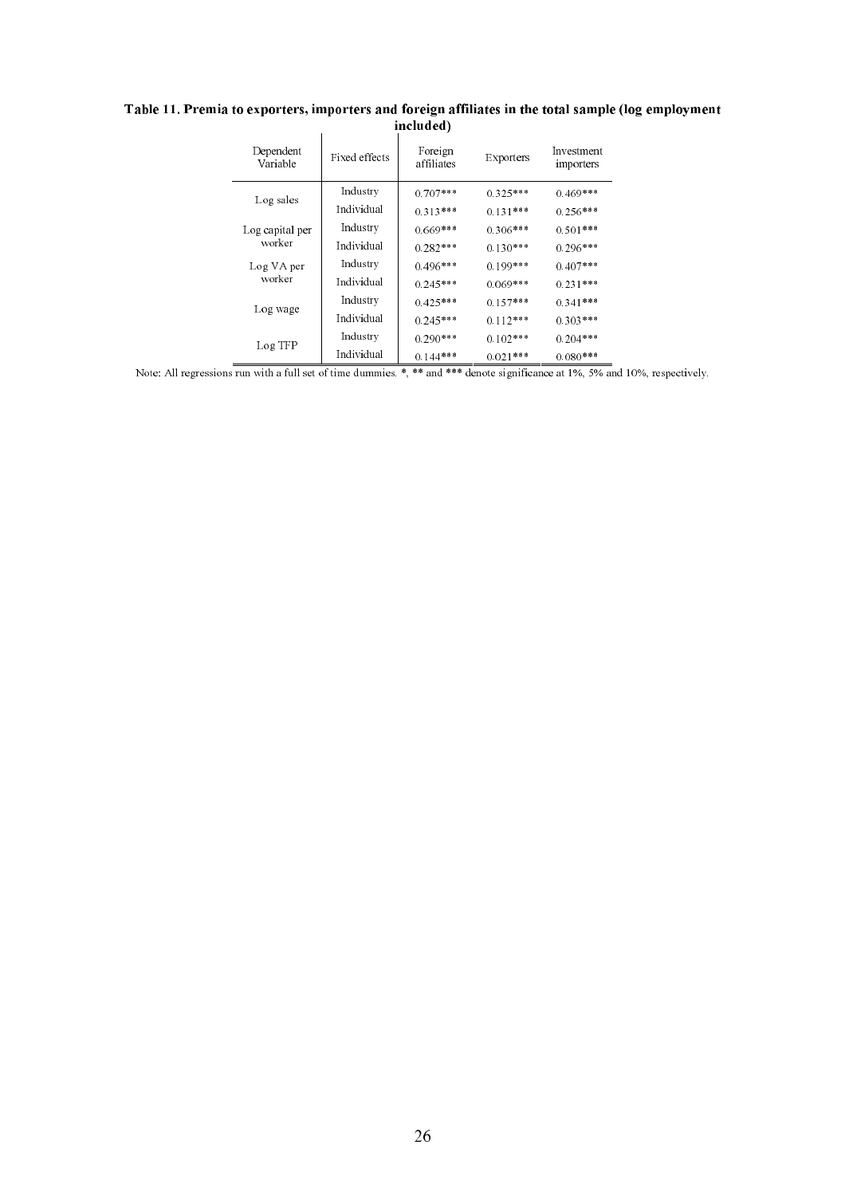**Table 11. Premia to exporters, importers and foreign affiliates in the total sample (log employment included)**

| Dependent Variable | Fixed effects | Foreign affiliates | Exporters | Investment importers |
|---|---|---|---|---|
| Log sales | Industry | 0.707*** | 0.325*** | 0.469*** |
| | Individual | 0.313*** | 0.131*** | 0.256*** |
| Log capital per worker | Industry | 0.669*** | 0.306*** | 0.501*** |
| | Individual | 0.282*** | 0.130*** | 0.296*** |
| Log VA per worker | Industry | 0.496*** | 0.199*** | 0.407*** |
| | Individual | 0.245*** | 0.069*** | 0.231*** |
| Log wage | Industry | 0.425*** | 0.157*** | 0.341*** |
| | Individual | 0.245*** | 0.112*** | 0.303*** |
| Log TFP | Industry | 0.290*** | 0.102*** | 0.204*** |
| | Individual | 0.144*** | 0.021*** | 0.080*** |

Note: All regressions run with a full set of time dummies. *, ** and *** denote significance at 1%, 5% and 10%, respectively.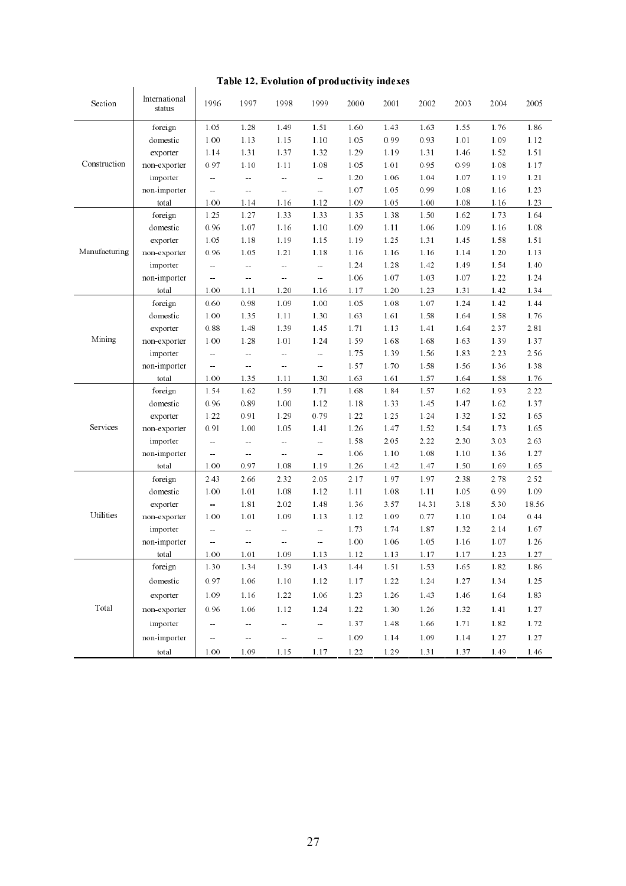**Table 12. Evolution of productivity indexes**

| Section | International status | 1996 | 1997 | 1998 | 1999 | 2000 | 2001 | 2002 | 2003 | 2004 | 2005 |
|---|---|---|---|---|---|---|---|---|---|---|---|
| Construction | foreign | 1.05 | 1.28 | 1.49 | 1.51 | 1.60 | 1.43 | 1.63 | 1.55 | 1.76 | 1.86 |
| | domestic | 1.00 | 1.13 | 1.15 | 1.10 | 1.05 | 0.99 | 0.93 | 1.01 | 1.09 | 1.12 |
| | exporter | 1.14 | 1.31 | 1.37 | 1.32 | 1.29 | 1.19 | 1.31 | 1.46 | 1.52 | 1.51 |
| | non-exporter | 0.97 | 1.10 | 1.11 | 1.08 | 1.05 | 1.01 | 0.95 | 0.99 | 1.08 | 1.17 |
| | importer | -- | -- | -- | -- | 1.20 | 1.06 | 1.04 | 1.07 | 1.19 | 1.21 |
| | non-importer | -- | -- | -- | -- | 1.07 | 1.05 | 0.99 | 1.08 | 1.16 | 1.23 |
| | total | 1.00 | 1.14 | 1.16 | 1.12 | 1.09 | 1.05 | 1.00 | 1.08 | 1.16 | 1.23 |
| Manufacturing | foreign | 1.25 | 1.27 | 1.33 | 1.33 | 1.35 | 1.38 | 1.50 | 1.62 | 1.73 | 1.64 |
| | domestic | 0.96 | 1.07 | 1.16 | 1.10 | 1.09 | 1.11 | 1.06 | 1.09 | 1.16 | 1.08 |
| | exporter | 1.05 | 1.18 | 1.19 | 1.15 | 1.19 | 1.25 | 1.31 | 1.45 | 1.58 | 1.51 |
| | non-exporter | 0.96 | 1.05 | 1.21 | 1.18 | 1.16 | 1.16 | 1.16 | 1.14 | 1.20 | 1.13 |
| | importer | -- | -- | -- | -- | 1.24 | 1.28 | 1.42 | 1.49 | 1.54 | 1.40 |
| | non-importer | -- | -- | -- | -- | 1.06 | 1.07 | 1.03 | 1.07 | 1.22 | 1.24 |
| | total | 1.00 | 1.11 | 1.20 | 1.16 | 1.17 | 1.20 | 1.23 | 1.31 | 1.42 | 1.34 |
| Mining | foreign | 0.60 | 0.98 | 1.09 | 1.00 | 1.05 | 1.08 | 1.07 | 1.24 | 1.42 | 1.44 |
| | domestic | 1.00 | 1.35 | 1.11 | 1.30 | 1.63 | 1.61 | 1.58 | 1.64 | 1.58 | 1.76 |
| | exporter | 0.88 | 1.48 | 1.39 | 1.45 | 1.71 | 1.13 | 1.41 | 1.64 | 2.37 | 2.81 |
| | non-exporter | 1.00 | 1.28 | 1.01 | 1.24 | 1.59 | 1.68 | 1.68 | 1.63 | 1.39 | 1.37 |
| | importer | -- | -- | -- | -- | 1.75 | 1.39 | 1.56 | 1.83 | 2.23 | 2.56 |
| | non-importer | -- | -- | -- | -- | 1.57 | 1.70 | 1.58 | 1.56 | 1.36 | 1.38 |
| | total | 1.00 | 1.35 | 1.11 | 1.30 | 1.63 | 1.61 | 1.57 | 1.64 | 1.58 | 1.76 |
| Services | foreign | 1.54 | 1.62 | 1.59 | 1.71 | 1.68 | 1.84 | 1.57 | 1.62 | 1.93 | 2.22 |
| | domestic | 0.96 | 0.89 | 1.00 | 1.12 | 1.18 | 1.33 | 1.45 | 1.47 | 1.62 | 1.37 |
| | exporter | 1.22 | 0.91 | 1.29 | 0.79 | 1.22 | 1.25 | 1.24 | 1.32 | 1.52 | 1.65 |
| | non-exporter | 0.91 | 1.00 | 1.05 | 1.41 | 1.26 | 1.47 | 1.52 | 1.54 | 1.73 | 1.65 |
| | importer | -- | -- | -- | -- | 1.58 | 2.05 | 2.22 | 2.30 | 3.03 | 2.63 |
| | non-importer | -- | -- | -- | -- | 1.06 | 1.10 | 1.08 | 1.10 | 1.36 | 1.27 |
| | total | 1.00 | 0.97 | 1.08 | 1.19 | 1.26 | 1.42 | 1.47 | 1.50 | 1.69 | 1.65 |
| Utilities | foreign | 2.43 | 2.66 | 2.32 | 2.05 | 2.17 | 1.97 | 1.97 | 2.38 | 2.78 | 2.52 |
| | domestic | 1.00 | 1.01 | 1.08 | 1.12 | 1.11 | 1.08 | 1.11 | 1.05 | 0.99 | 1.09 |
| | exporter | -- | 1.81 | 2.02 | 1.48 | 1.36 | 3.57 | 14.31 | 3.18 | 5.30 | 18.56 |
| | non-exporter | 1.00 | 1.01 | 1.09 | 1.13 | 1.12 | 1.09 | 0.77 | 1.10 | 1.04 | 0.44 |
| | importer | -- | -- | -- | -- | 1.73 | 1.74 | 1.87 | 1.32 | 2.14 | 1.67 |
| | non-importer | -- | -- | -- | -- | 1.00 | 1.06 | 1.05 | 1.16 | 1.07 | 1.26 |
| | total | 1.00 | 1.01 | 1.09 | 1.13 | 1.12 | 1.13 | 1.17 | 1.17 | 1.23 | 1.27 |
| Total | foreign | 1.30 | 1.34 | 1.39 | 1.43 | 1.44 | 1.51 | 1.53 | 1.65 | 1.82 | 1.86 |
| | domestic | 0.97 | 1.06 | 1.10 | 1.12 | 1.17 | 1.22 | 1.24 | 1.27 | 1.34 | 1.25 |
| | exporter | 1.09 | 1.16 | 1.22 | 1.06 | 1.23 | 1.26 | 1.43 | 1.46 | 1.64 | 1.83 |
| | non-exporter | 0.96 | 1.06 | 1.12 | 1.24 | 1.22 | 1.30 | 1.26 | 1.32 | 1.41 | 1.27 |
| | importer | -- | -- | -- | -- | 1.37 | 1.48 | 1.66 | 1.71 | 1.82 | 1.72 |
| | non-importer | -- | -- | -- | -- | 1.09 | 1.14 | 1.09 | 1.14 | 1.27 | 1.27 |
| | total | 1.00 | 1.09 | 1.15 | 1.17 | 1.22 | 1.29 | 1.31 | 1.37 | 1.49 | 1.46 |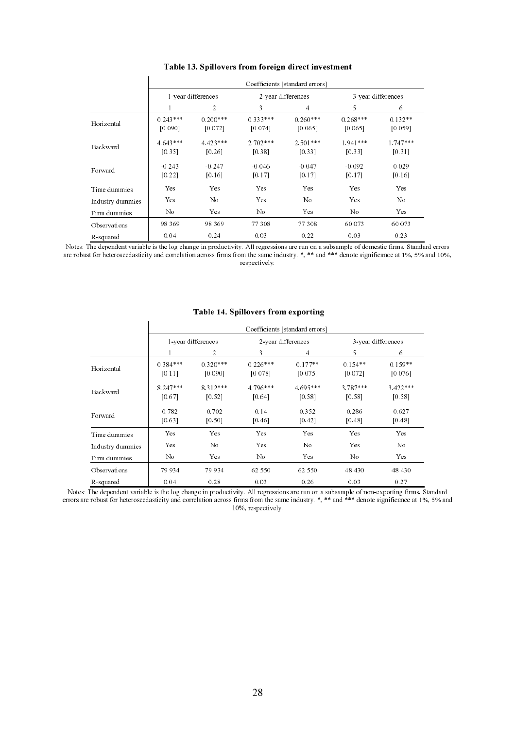**Table 13. Spillovers from foreign direct investment**

| | Coefficients [standard errors] | | | | | |
|---|---|---|---|---|---|---|
| | 1-year differences | | 2-year differences | | 3-year differences | |
| | 1 | 2 | 3 | 4 | 5 | 6 |
| Horizontal | 0.243*** | 0.200*** | 0.333*** | 0.260*** | 0.268*** | 0.132** |
| | [0.090] | [0.072] | [0.074] | [0.065] | [0.065] | [0.059] |
| Backward | 4.643*** | 4.423*** | 2.702*** | 2.501*** | 1.941*** | 1.747*** |
| | [0.35] | [0.26] | [0.38] | [0.33] | [0.33] | [0.31] |
| Forward | -0.243 | -0.247 | -0.046 | -0.047 | -0.092 | 0.029 |
| | [0.22] | [0.16] | [0.17] | [0.17] | [0.17] | [0.16] |
| Time dummies | Yes | Yes | Yes | Yes | Yes | Yes |
| Industry dummies | Yes | No | Yes | No | Yes | No |
| Firm dummies | No | Yes | No | Yes | No | Yes |
| Observations | 98 369 | 98 369 | 77 308 | 77 308 | 60 073 | 60 073 |
| R-squared | 0.04 | 0.24 | 0.03 | 0.22 | 0.03 | 0.23 |

Notes: The dependent variable is the log change in productivity. All regressions are run on a subsample of domestic firms. Standard errors are robust for heteroscedasticity and correlation across firms from the same industry. *, ** and *** denote significance at 1%, 5% and 10%, respectively.

**Table 14. Spillovers from exporting**

| | Coefficients [standard errors] | | | | | |
|---|---|---|---|---|---|---|
| | 1-year differences | | 2-year differences | | 3-year differences | |
| | 1 | 2 | 3 | 4 | 5 | 6 |
| Horizontal | 0.384*** | 0.320*** | 0.226*** | 0.177** | 0.154** | 0.159** |
| | [0.11] | [0.090] | [0.078] | [0.075] | [0.072] | [0.076] |
| Backward | 8.247*** | 8.312*** | 4.796*** | 4.695*** | 3.787*** | 3.422*** |
| | [0.67] | [0.52] | [0.64] | [0.58] | [0.58] | [0.58] |
| Forward | 0.782 | 0.702 | 0.14 | 0.352 | 0.286 | 0.627 |
| | [0.63] | [0.50] | [0.46] | [0.42] | [0.48] | [0.48] |
| Time dummies | Yes | Yes | Yes | Yes | Yes | Yes |
| Industry dummies | Yes | No | Yes | No | Yes | No |
| Firm dummies | No | Yes | No | Yes | No | Yes |
| Observations | 79 934 | 79 934 | 62 550 | 62 550 | 48 430 | 48 430 |
| R-squared | 0.04 | 0.28 | 0.03 | 0.26 | 0.03 | 0.27 |

Notes: The dependent variable is the log change in productivity. All regressions are run on a subsample of non-exporting firms. Standard errors are robust for heteroscedasticity and correlation across firms from the same industry. *, ** and *** denote significance at 1%, 5% and 10%, respectively.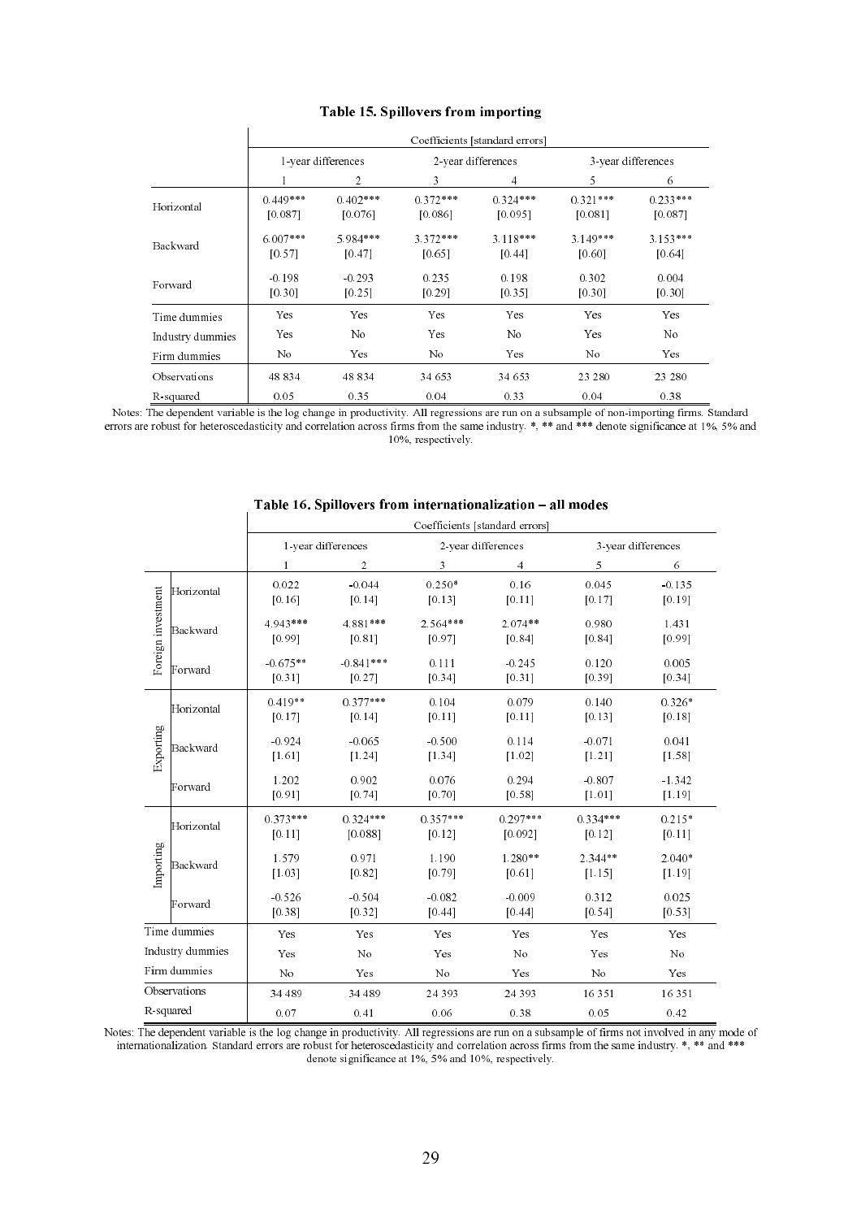**Table 15. Spillovers from importing**

| | Coefficients [standard errors] | | | | | |
|---|---|---|---|---|---|---|
| | 1-year differences | | 2-year differences | | 3-year differences | |
| | 1 | 2 | 3 | 4 | 5 | 6 |
| Horizontal | 0.449*** | 0.402*** | 0.372*** | 0.324*** | 0.321*** | 0.233*** |
| | [0.087] | [0.076] | [0.086] | [0.095] | [0.081] | [0.087] |
| Backward | 6.007*** | 5.984*** | 3.372*** | 3.118*** | 3.149*** | 3.153*** |
| | [0.57] | [0.47] | [0.65] | [0.44] | [0.60] | [0.64] |
| Forward | -0.198 | -0.293 | 0.235 | 0.198 | 0.302 | 0.004 |
| | [0.30] | [0.25] | [0.29] | [0.35] | [0.30] | [0.30] |
| Time dummies | Yes | Yes | Yes | Yes | Yes | Yes |
| Industry dummies | Yes | No | Yes | No | Yes | No |
| Firm dummies | No | Yes | No | Yes | No | Yes |
| Observations | 48 834 | 48 834 | 34 653 | 34 653 | 23 280 | 23 280 |
| R-squared | 0.05 | 0.35 | 0.04 | 0.33 | 0.04 | 0.38 |

Notes: The dependent variable is the log change in productivity. All regressions are run on a subsample of non-importing firms. Standard errors are robust for heteroscedasticity and correlation across firms from the same industry. *, ** and *** denote significance at 1%, 5% and 10%, respectively.

**Table 16. Spillovers from internationalization – all modes**

| | | Coefficients [standard errors] | | | | | |
|---|---|---|---|---|---|---|---|
| | | 1-year differences | | 2-year differences | | 3-year differences | |
| | | 1 | 2 | 3 | 4 | 5 | 6 |
| Foreign investment | Horizontal | 0.022 | -0.044 | 0.250* | 0.16 | 0.045 | -0.135 |
| | | [0.16] | [0.14] | [0.13] | [0.11] | [0.17] | [0.19] |
| | Backward | 4.943*** | 4.881*** | 2.564*** | 2.074** | 0.980 | 1.431 |
| | | [0.99] | [0.81] | [0.97] | [0.84] | [0.84] | [0.99] |
| | Forward | -0.675** | -0.841*** | 0.111 | -0.245 | 0.120 | 0.005 |
| | | [0.31] | [0.27] | [0.34] | [0.31] | [0.39] | [0.34] |
| Exporting | Horizontal | 0.419** | 0.377*** | 0.104 | 0.079 | 0.140 | 0.326* |
| | | [0.17] | [0.14] | [0.11] | [0.11] | [0.13] | [0.18] |
| | Backward | -0.924 | -0.065 | -0.500 | 0.114 | -0.071 | 0.041 |
| | | [1.61] | [1.24] | [1.34] | [1.02] | [1.21] | [1.58] |
| | Forward | 1.202 | 0.902 | 0.076 | 0.294 | -0.807 | -1.342 |
| | | [0.91] | [0.74] | [0.70] | [0.58] | [1.01] | [1.19] |
| Importing | Horizontal | 0.373*** | 0.324*** | 0.357*** | 0.297*** | 0.334*** | 0.215* |
| | | [0.11] | [0.088] | [0.12] | [0.092] | [0.12] | [0.11] |
| | Backward | 1.579 | 0.971 | 1.190 | 1.280** | 2.344** | 2.040* |
| | | [1.03] | [0.82] | [0.79] | [0.61] | [1.15] | [1.19] |
| | Forward | -0.526 | -0.504 | -0.082 | -0.009 | 0.312 | 0.025 |
| | | [0.38] | [0.32] | [0.44] | [0.44] | [0.54] | [0.53] |
| Time dummies | | Yes | Yes | Yes | Yes | Yes | Yes |
| Industry dummies | | Yes | No | Yes | No | Yes | No |
| Firm dummies | | No | Yes | No | Yes | No | Yes |
| Observations | | 34 489 | 34 489 | 24 393 | 24 393 | 16 351 | 16 351 |
| R-squared | | 0.07 | 0.41 | 0.06 | 0.38 | 0.05 | 0.42 |

Notes: The dependent variable is the log change in productivity. All regressions are run on a subsample of firms not involved in any mode of internationalization. Standard errors are robust for heteroscedasticity and correlation across firms from the same industry. *, ** and *** denote significance at 1%, 5% and 10%, respectively.